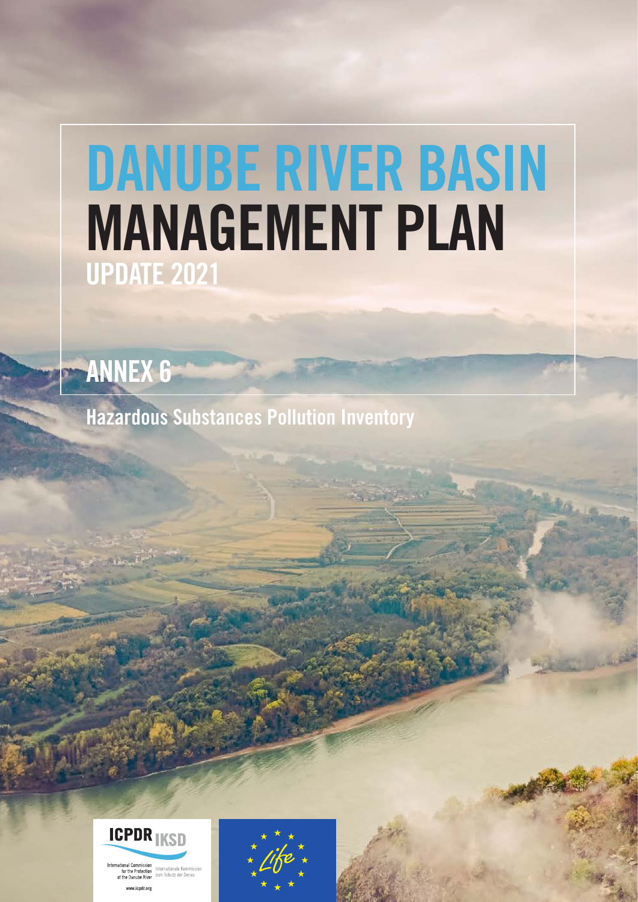# DANUBE RIVER BASIN MANAGEMENT PLAN

## UPDATE 2021

## ANNEX 6

### Hazardous Substances Pollution Inventory

ICPDR IKSD

International Commission for the Protection of the Danube River

Internationale Kommission zum Schutz der Donau

www.icpdr.org

Life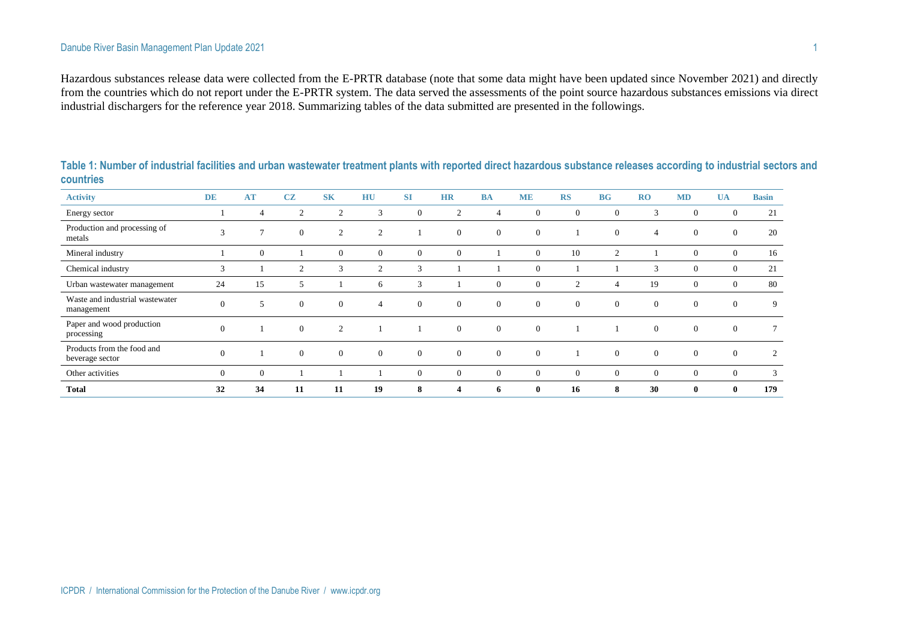Hazardous substances release data were collected from the E-PRTR database (note that some data might have been updated since November 2021) and directly from the countries which do not report under the E-PRTR system. The data served the assessments of the point source hazardous substances emissions via direct industrial dischargers for the reference year 2018. Summarizing tables of the data submitted are presented in the followings.

**Table 1: Number of industrial facilities and urban wastewater treatment plants with reported direct hazardous substance releases according to industrial sectors and countries**

| Activity | DE | AT | CZ | SK | HU | SI | HR | BA | ME | RS | BG | RO | MD | UA | Basin |
|---|---|---|---|---|---|---|---|---|---|---|---|---|---|---|---|
| Energy sector | 1 | 4 | 2 | 2 | 3 | 0 | 2 | 4 | 0 | 0 | 0 | 3 | 0 | 0 | 21 |
| Production and processing of metals | 3 | 7 | 0 | 2 | 2 | 1 | 0 | 0 | 0 | 1 | 0 | 4 | 0 | 0 | 20 |
| Mineral industry | 1 | 0 | 1 | 0 | 0 | 0 | 0 | 1 | 0 | 10 | 2 | 1 | 0 | 0 | 16 |
| Chemical industry | 3 | 1 | 2 | 3 | 2 | 3 | 1 | 1 | 0 | 1 | 1 | 3 | 0 | 0 | 21 |
| Urban wastewater management | 24 | 15 | 5 | 1 | 6 | 3 | 1 | 0 | 0 | 2 | 4 | 19 | 0 | 0 | 80 |
| Waste and industrial wastewater management | 0 | 5 | 0 | 0 | 4 | 0 | 0 | 0 | 0 | 0 | 0 | 0 | 0 | 0 | 9 |
| Paper and wood production processing | 0 | 1 | 0 | 2 | 1 | 1 | 0 | 0 | 0 | 1 | 1 | 0 | 0 | 0 | 7 |
| Products from the food and beverage sector | 0 | 1 | 0 | 0 | 0 | 0 | 0 | 0 | 0 | 1 | 0 | 0 | 0 | 0 | 2 |
| Other activities | 0 | 0 | 1 | 1 | 1 | 0 | 0 | 0 | 0 | 0 | 0 | 0 | 0 | 0 | 3 |
| **Total** | **32** | **34** | **11** | **11** | **19** | **8** | **4** | **6** | **0** | **16** | **8** | **30** | **0** | **0** | **179** |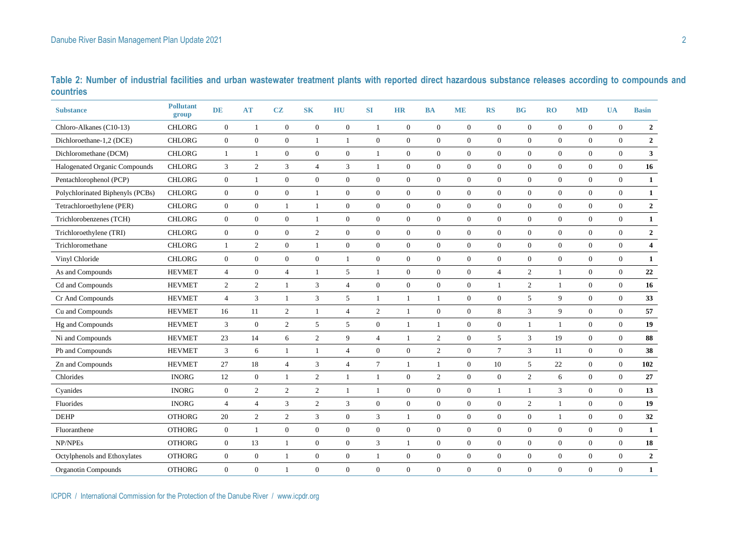**Table 2: Number of industrial facilities and urban wastewater treatment plants with reported direct hazardous substance releases according to compounds and countries**

| Substance | Pollutant group | DE | AT | CZ | SK | HU | SI | HR | BA | ME | RS | BG | RO | MD | UA | Basin |
|---|---|---|---|---|---|---|---|---|---|---|---|---|---|---|---|---|
| Chloro-Alkanes (C10-13) | CHLORG | 0 | 1 | 0 | 0 | 0 | 1 | 0 | 0 | 0 | 0 | 0 | 0 | 0 | 0 | **2** |
| Dichloroethane-1,2 (DCE) | CHLORG | 0 | 0 | 0 | 1 | 1 | 0 | 0 | 0 | 0 | 0 | 0 | 0 | 0 | 0 | **2** |
| Dichloromethane (DCM) | CHLORG | 1 | 1 | 0 | 0 | 0 | 1 | 0 | 0 | 0 | 0 | 0 | 0 | 0 | 0 | **3** |
| Halogenated Organic Compounds | CHLORG | 3 | 2 | 3 | 4 | 3 | 1 | 0 | 0 | 0 | 0 | 0 | 0 | 0 | 0 | **16** |
| Pentachlorophenol (PCP) | CHLORG | 0 | 1 | 0 | 0 | 0 | 0 | 0 | 0 | 0 | 0 | 0 | 0 | 0 | 0 | **1** |
| Polychlorinated Biphenyls (PCBs) | CHLORG | 0 | 0 | 0 | 1 | 0 | 0 | 0 | 0 | 0 | 0 | 0 | 0 | 0 | 0 | **1** |
| Tetrachloroethylene (PER) | CHLORG | 0 | 0 | 1 | 1 | 0 | 0 | 0 | 0 | 0 | 0 | 0 | 0 | 0 | 0 | **2** |
| Trichlorobenzenes (TCH) | CHLORG | 0 | 0 | 0 | 1 | 0 | 0 | 0 | 0 | 0 | 0 | 0 | 0 | 0 | 0 | **1** |
| Trichloroethylene (TRI) | CHLORG | 0 | 0 | 0 | 2 | 0 | 0 | 0 | 0 | 0 | 0 | 0 | 0 | 0 | 0 | **2** |
| Trichloromethane | CHLORG | 1 | 2 | 0 | 1 | 0 | 0 | 0 | 0 | 0 | 0 | 0 | 0 | 0 | 0 | **4** |
| Vinyl Chloride | CHLORG | 0 | 0 | 0 | 0 | 1 | 0 | 0 | 0 | 0 | 0 | 0 | 0 | 0 | 0 | **1** |
| As and Compounds | HEVMET | 4 | 0 | 4 | 1 | 5 | 1 | 0 | 0 | 0 | 4 | 2 | 1 | 0 | 0 | **22** |
| Cd and Compounds | HEVMET | 2 | 2 | 1 | 3 | 4 | 0 | 0 | 0 | 0 | 1 | 2 | 1 | 0 | 0 | **16** |
| Cr And Compounds | HEVMET | 4 | 3 | 1 | 3 | 5 | 1 | 1 | 1 | 0 | 0 | 5 | 9 | 0 | 0 | **33** |
| Cu and Compounds | HEVMET | 16 | 11 | 2 | 1 | 4 | 2 | 1 | 0 | 0 | 8 | 3 | 9 | 0 | 0 | **57** |
| Hg and Compounds | HEVMET | 3 | 0 | 2 | 5 | 5 | 0 | 1 | 1 | 0 | 0 | 1 | 1 | 0 | 0 | **19** |
| Ni and Compounds | HEVMET | 23 | 14 | 6 | 2 | 9 | 4 | 1 | 2 | 0 | 5 | 3 | 19 | 0 | 0 | **88** |
| Pb and Compounds | HEVMET | 3 | 6 | 1 | 1 | 4 | 0 | 0 | 2 | 0 | 7 | 3 | 11 | 0 | 0 | **38** |
| Zn and Compounds | HEVMET | 27 | 18 | 4 | 3 | 4 | 7 | 1 | 1 | 0 | 10 | 5 | 22 | 0 | 0 | **102** |
| Chlorides | INORG | 12 | 0 | 1 | 2 | 1 | 1 | 0 | 2 | 0 | 0 | 2 | 6 | 0 | 0 | **27** |
| Cyanides | INORG | 0 | 2 | 2 | 2 | 1 | 1 | 0 | 0 | 0 | 1 | 1 | 3 | 0 | 0 | **13** |
| Fluorides | INORG | 4 | 4 | 3 | 2 | 3 | 0 | 0 | 0 | 0 | 0 | 2 | 1 | 0 | 0 | **19** |
| DEHP | OTHORG | 20 | 2 | 2 | 3 | 0 | 3 | 1 | 0 | 0 | 0 | 0 | 1 | 0 | 0 | **32** |
| Fluoranthene | OTHORG | 0 | 1 | 0 | 0 | 0 | 0 | 0 | 0 | 0 | 0 | 0 | 0 | 0 | 0 | **1** |
| NP/NPEs | OTHORG | 0 | 13 | 1 | 0 | 0 | 3 | 1 | 0 | 0 | 0 | 0 | 0 | 0 | 0 | **18** |
| Octylphenols and Ethoxylates | OTHORG | 0 | 0 | 1 | 0 | 0 | 1 | 0 | 0 | 0 | 0 | 0 | 0 | 0 | 0 | **2** |
| Organotin Compounds | OTHORG | 0 | 0 | 1 | 0 | 0 | 0 | 0 | 0 | 0 | 0 | 0 | 0 | 0 | 0 | **1** |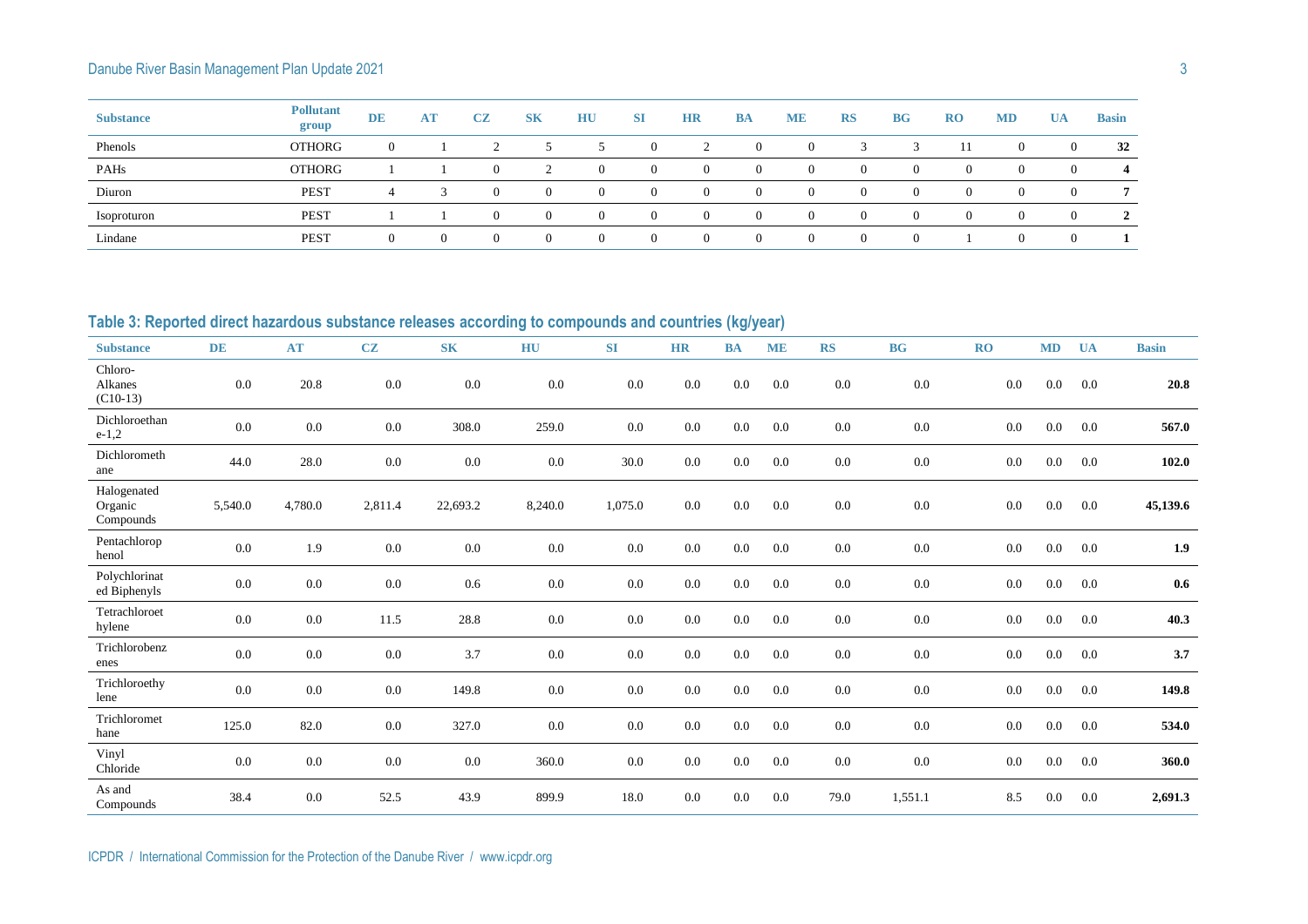| Substance | Pollutant group | DE | AT | CZ | SK | HU | SI | HR | BA | ME | RS | BG | RO | MD | UA | Basin |
|---|---|---|---|---|---|---|---|---|---|---|---|---|---|---|---|---|
| Phenols | OTHORG | 0 | 1 | 2 | 5 | 5 | 0 | 2 | 0 | 0 | 3 | 3 | 11 | 0 | 0 | **32** |
| PAHs | OTHORG | 1 | 1 | 0 | 2 | 0 | 0 | 0 | 0 | 0 | 0 | 0 | 0 | 0 | 0 | **4** |
| Diuron | PEST | 4 | 3 | 0 | 0 | 0 | 0 | 0 | 0 | 0 | 0 | 0 | 0 | 0 | 0 | **7** |
| Isoproturon | PEST | 1 | 1 | 0 | 0 | 0 | 0 | 0 | 0 | 0 | 0 | 0 | 0 | 0 | 0 | **2** |
| Lindane | PEST | 0 | 0 | 0 | 0 | 0 | 0 | 0 | 0 | 0 | 0 | 0 | 1 | 0 | 0 | **1** |

## Table 3: Reported direct hazardous substance releases according to compounds and countries (kg/year)

| Substance | DE | AT | CZ | SK | HU | SI | HR | BA | ME | RS | BG | RO | MD | UA | Basin |
|---|---|---|---|---|---|---|---|---|---|---|---|---|---|---|---|
| Chloro-Alkanes (C10-13) | 0.0 | 20.8 | 0.0 | 0.0 | 0.0 | 0.0 | 0.0 | 0.0 | 0.0 | 0.0 | 0.0 | 0.0 | 0.0 | 0.0 | **20.8** |
| Dichloroethane-1,2 | 0.0 | 0.0 | 0.0 | 308.0 | 259.0 | 0.0 | 0.0 | 0.0 | 0.0 | 0.0 | 0.0 | 0.0 | 0.0 | 0.0 | **567.0** |
| Dichloromethane | 44.0 | 28.0 | 0.0 | 0.0 | 0.0 | 30.0 | 0.0 | 0.0 | 0.0 | 0.0 | 0.0 | 0.0 | 0.0 | 0.0 | **102.0** |
| Halogenated Organic Compounds | 5,540.0 | 4,780.0 | 2,811.4 | 22,693.2 | 8,240.0 | 1,075.0 | 0.0 | 0.0 | 0.0 | 0.0 | 0.0 | 0.0 | 0.0 | 0.0 | **45,139.6** |
| Pentachlorophenol | 0.0 | 1.9 | 0.0 | 0.0 | 0.0 | 0.0 | 0.0 | 0.0 | 0.0 | 0.0 | 0.0 | 0.0 | 0.0 | 0.0 | **1.9** |
| Polychlorinated Biphenyls | 0.0 | 0.0 | 0.0 | 0.6 | 0.0 | 0.0 | 0.0 | 0.0 | 0.0 | 0.0 | 0.0 | 0.0 | 0.0 | 0.0 | **0.6** |
| Tetrachloroethylene | 0.0 | 0.0 | 11.5 | 28.8 | 0.0 | 0.0 | 0.0 | 0.0 | 0.0 | 0.0 | 0.0 | 0.0 | 0.0 | 0.0 | **40.3** |
| Trichlorobenzenes | 0.0 | 0.0 | 0.0 | 3.7 | 0.0 | 0.0 | 0.0 | 0.0 | 0.0 | 0.0 | 0.0 | 0.0 | 0.0 | 0.0 | **3.7** |
| Trichloroethylene | 0.0 | 0.0 | 0.0 | 149.8 | 0.0 | 0.0 | 0.0 | 0.0 | 0.0 | 0.0 | 0.0 | 0.0 | 0.0 | 0.0 | **149.8** |
| Trichloromethane | 125.0 | 82.0 | 0.0 | 327.0 | 0.0 | 0.0 | 0.0 | 0.0 | 0.0 | 0.0 | 0.0 | 0.0 | 0.0 | 0.0 | **534.0** |
| Vinyl Chloride | 0.0 | 0.0 | 0.0 | 0.0 | 360.0 | 0.0 | 0.0 | 0.0 | 0.0 | 0.0 | 0.0 | 0.0 | 0.0 | 0.0 | **360.0** |
| As and Compounds | 38.4 | 0.0 | 52.5 | 43.9 | 899.9 | 18.0 | 0.0 | 0.0 | 0.0 | 79.0 | 1,551.1 | 8.5 | 0.0 | 0.0 | **2,691.3** |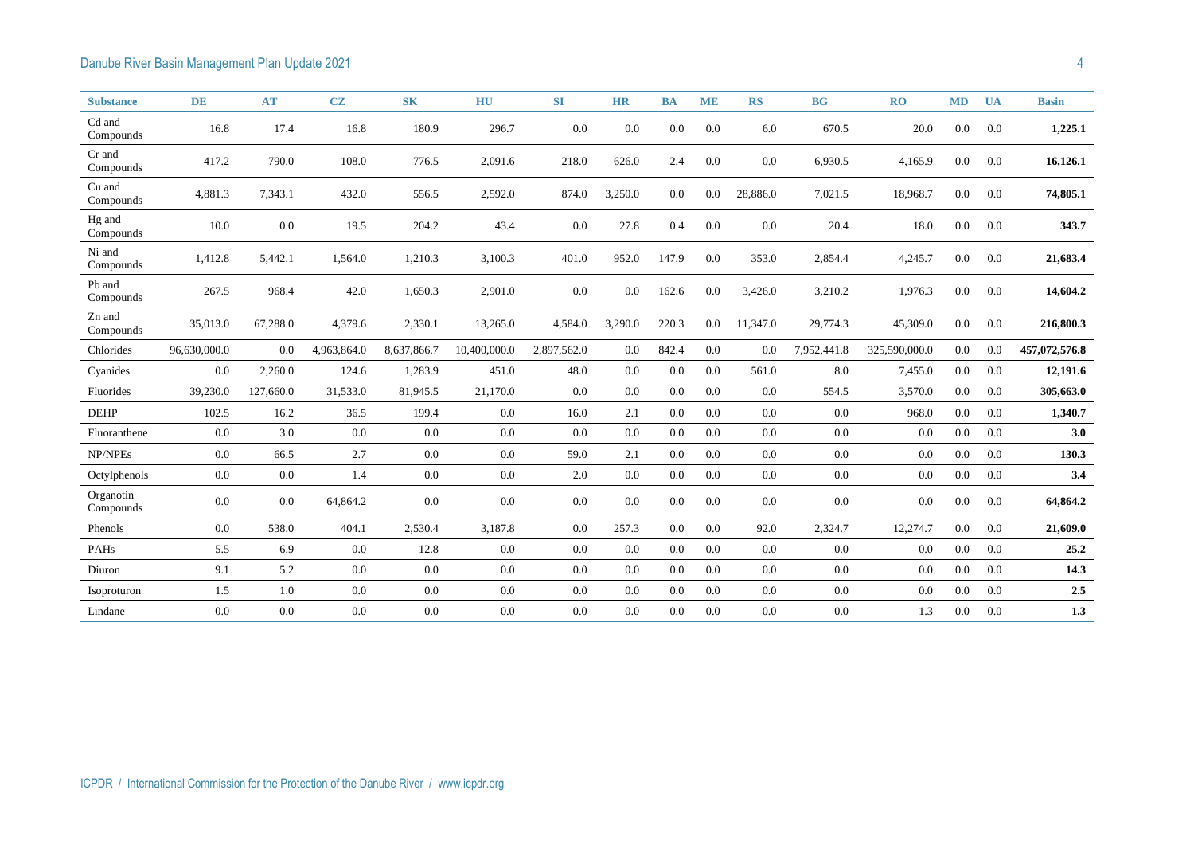| Substance | DE | AT | CZ | SK | HU | SI | HR | BA | ME | RS | BG | RO | MD | UA | Basin |
|---|---|---|---|---|---|---|---|---|---|---|---|---|---|---|---|
| Cd and Compounds | 16.8 | 17.4 | 16.8 | 180.9 | 296.7 | 0.0 | 0.0 | 0.0 | 0.0 | 6.0 | 670.5 | 20.0 | 0.0 | 0.0 | **1,225.1** |
| Cr and Compounds | 417.2 | 790.0 | 108.0 | 776.5 | 2,091.6 | 218.0 | 626.0 | 2.4 | 0.0 | 0.0 | 6,930.5 | 4,165.9 | 0.0 | 0.0 | **16,126.1** |
| Cu and Compounds | 4,881.3 | 7,343.1 | 432.0 | 556.5 | 2,592.0 | 874.0 | 3,250.0 | 0.0 | 0.0 | 28,886.0 | 7,021.5 | 18,968.7 | 0.0 | 0.0 | **74,805.1** |
| Hg and Compounds | 10.0 | 0.0 | 19.5 | 204.2 | 43.4 | 0.0 | 27.8 | 0.4 | 0.0 | 0.0 | 20.4 | 18.0 | 0.0 | 0.0 | **343.7** |
| Ni and Compounds | 1,412.8 | 5,442.1 | 1,564.0 | 1,210.3 | 3,100.3 | 401.0 | 952.0 | 147.9 | 0.0 | 353.0 | 2,854.4 | 4,245.7 | 0.0 | 0.0 | **21,683.4** |
| Pb and Compounds | 267.5 | 968.4 | 42.0 | 1,650.3 | 2,901.0 | 0.0 | 0.0 | 162.6 | 0.0 | 3,426.0 | 3,210.2 | 1,976.3 | 0.0 | 0.0 | **14,604.2** |
| Zn and Compounds | 35,013.0 | 67,288.0 | 4,379.6 | 2,330.1 | 13,265.0 | 4,584.0 | 3,290.0 | 220.3 | 0.0 | 11,347.0 | 29,774.3 | 45,309.0 | 0.0 | 0.0 | **216,800.3** |
| Chlorides | 96,630,000.0 | 0.0 | 4,963,864.0 | 8,637,866.7 | 10,400,000.0 | 2,897,562.0 | 0.0 | 842.4 | 0.0 | 0.0 | 7,952,441.8 | 325,590,000.0 | 0.0 | 0.0 | **457,072,576.8** |
| Cyanides | 0.0 | 2,260.0 | 124.6 | 1,283.9 | 451.0 | 48.0 | 0.0 | 0.0 | 0.0 | 561.0 | 8.0 | 7,455.0 | 0.0 | 0.0 | **12,191.6** |
| Fluorides | 39,230.0 | 127,660.0 | 31,533.0 | 81,945.5 | 21,170.0 | 0.0 | 0.0 | 0.0 | 0.0 | 0.0 | 554.5 | 3,570.0 | 0.0 | 0.0 | **305,663.0** |
| DEHP | 102.5 | 16.2 | 36.5 | 199.4 | 0.0 | 16.0 | 2.1 | 0.0 | 0.0 | 0.0 | 0.0 | 968.0 | 0.0 | 0.0 | **1,340.7** |
| Fluoranthene | 0.0 | 3.0 | 0.0 | 0.0 | 0.0 | 0.0 | 0.0 | 0.0 | 0.0 | 0.0 | 0.0 | 0.0 | 0.0 | 0.0 | **3.0** |
| NP/NPEs | 0.0 | 66.5 | 2.7 | 0.0 | 0.0 | 59.0 | 2.1 | 0.0 | 0.0 | 0.0 | 0.0 | 0.0 | 0.0 | 0.0 | **130.3** |
| Octylphenols | 0.0 | 0.0 | 1.4 | 0.0 | 0.0 | 2.0 | 0.0 | 0.0 | 0.0 | 0.0 | 0.0 | 0.0 | 0.0 | 0.0 | **3.4** |
| Organotin Compounds | 0.0 | 0.0 | 64,864.2 | 0.0 | 0.0 | 0.0 | 0.0 | 0.0 | 0.0 | 0.0 | 0.0 | 0.0 | 0.0 | 0.0 | **64,864.2** |
| Phenols | 0.0 | 538.0 | 404.1 | 2,530.4 | 3,187.8 | 0.0 | 257.3 | 0.0 | 0.0 | 92.0 | 2,324.7 | 12,274.7 | 0.0 | 0.0 | **21,609.0** |
| PAHs | 5.5 | 6.9 | 0.0 | 12.8 | 0.0 | 0.0 | 0.0 | 0.0 | 0.0 | 0.0 | 0.0 | 0.0 | 0.0 | 0.0 | **25.2** |
| Diuron | 9.1 | 5.2 | 0.0 | 0.0 | 0.0 | 0.0 | 0.0 | 0.0 | 0.0 | 0.0 | 0.0 | 0.0 | 0.0 | 0.0 | **14.3** |
| Isoproturon | 1.5 | 1.0 | 0.0 | 0.0 | 0.0 | 0.0 | 0.0 | 0.0 | 0.0 | 0.0 | 0.0 | 0.0 | 0.0 | 0.0 | **2.5** |
| Lindane | 0.0 | 0.0 | 0.0 | 0.0 | 0.0 | 0.0 | 0.0 | 0.0 | 0.0 | 0.0 | 0.0 | 1.3 | 0.0 | 0.0 | **1.3** |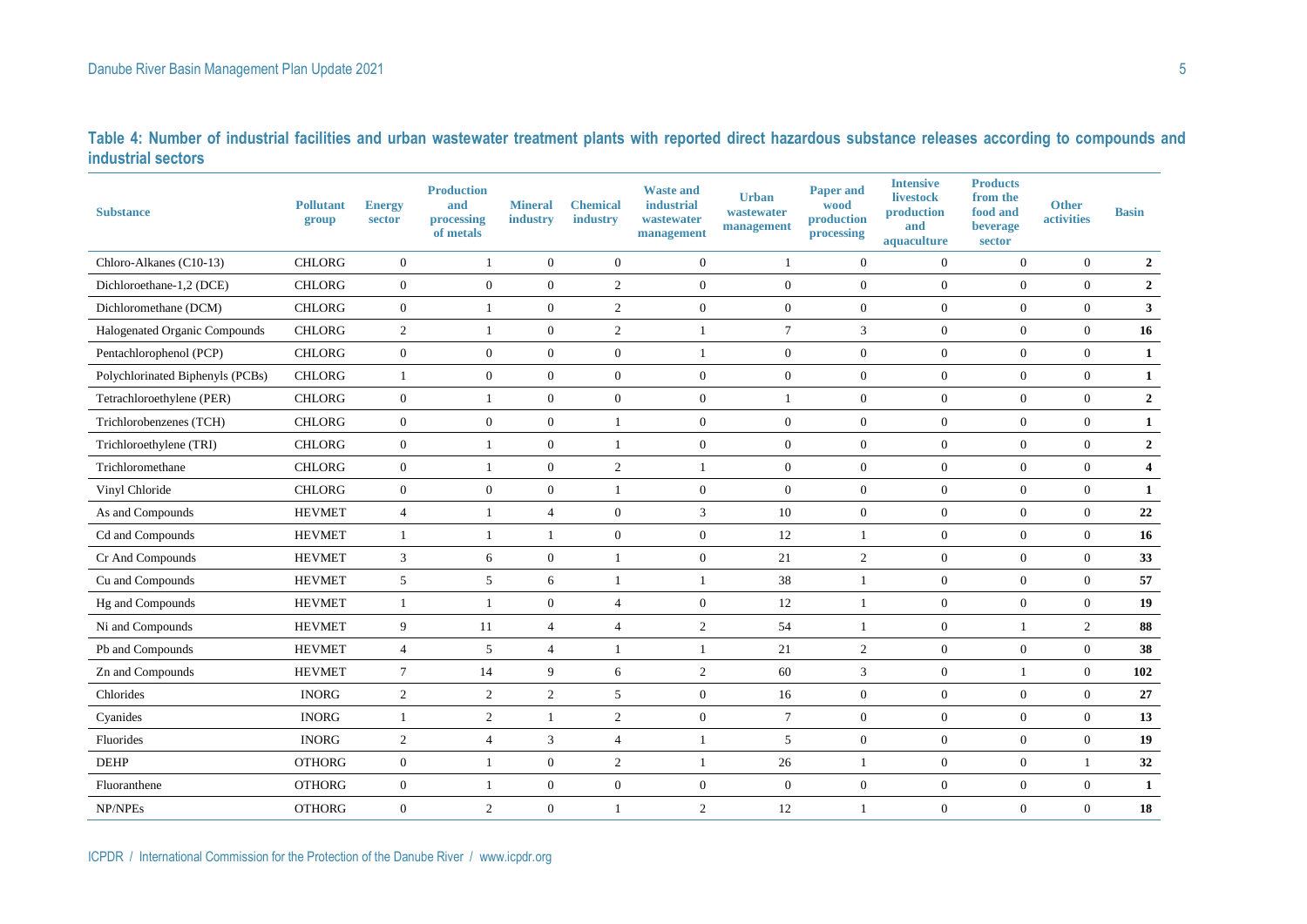**Table 4: Number of industrial facilities and urban wastewater treatment plants with reported direct hazardous substance releases according to compounds and industrial sectors**

| Substance | Pollutant group | Energy sector | Production and processing of metals | Mineral industry | Chemical industry | Waste and industrial wastewater management | Urban wastewater management | Paper and wood production processing | Intensive livestock production and aquaculture | Products from the food and beverage sector | Other activities | Basin |
|---|---|---|---|---|---|---|---|---|---|---|---|---|
| Chloro-Alkanes (C10-13) | CHLORG | 0 | 1 | 0 | 0 | 0 | 1 | 0 | 0 | 0 | 0 | **2** |
| Dichloroethane-1,2 (DCE) | CHLORG | 0 | 0 | 0 | 2 | 0 | 0 | 0 | 0 | 0 | 0 | **2** |
| Dichloromethane (DCM) | CHLORG | 0 | 1 | 0 | 2 | 0 | 0 | 0 | 0 | 0 | 0 | **3** |
| Halogenated Organic Compounds | CHLORG | 2 | 1 | 0 | 2 | 1 | 7 | 3 | 0 | 0 | 0 | **16** |
| Pentachlorophenol (PCP) | CHLORG | 0 | 0 | 0 | 0 | 1 | 0 | 0 | 0 | 0 | 0 | **1** |
| Polychlorinated Biphenyls (PCBs) | CHLORG | 1 | 0 | 0 | 0 | 0 | 0 | 0 | 0 | 0 | 0 | **1** |
| Tetrachloroethylene (PER) | CHLORG | 0 | 1 | 0 | 0 | 0 | 1 | 0 | 0 | 0 | 0 | **2** |
| Trichlorobenzenes (TCH) | CHLORG | 0 | 0 | 0 | 1 | 0 | 0 | 0 | 0 | 0 | 0 | **1** |
| Trichloroethylene (TRI) | CHLORG | 0 | 1 | 0 | 1 | 0 | 0 | 0 | 0 | 0 | 0 | **2** |
| Trichloromethane | CHLORG | 0 | 1 | 0 | 2 | 1 | 0 | 0 | 0 | 0 | 0 | **4** |
| Vinyl Chloride | CHLORG | 0 | 0 | 0 | 1 | 0 | 0 | 0 | 0 | 0 | 0 | **1** |
| As and Compounds | HEVMET | 4 | 1 | 4 | 0 | 3 | 10 | 0 | 0 | 0 | 0 | **22** |
| Cd and Compounds | HEVMET | 1 | 1 | 1 | 0 | 0 | 12 | 1 | 0 | 0 | 0 | **16** |
| Cr And Compounds | HEVMET | 3 | 6 | 0 | 1 | 0 | 21 | 2 | 0 | 0 | 0 | **33** |
| Cu and Compounds | HEVMET | 5 | 5 | 6 | 1 | 1 | 38 | 1 | 0 | 0 | 0 | **57** |
| Hg and Compounds | HEVMET | 1 | 1 | 0 | 4 | 0 | 12 | 1 | 0 | 0 | 0 | **19** |
| Ni and Compounds | HEVMET | 9 | 11 | 4 | 4 | 2 | 54 | 1 | 0 | 1 | 2 | **88** |
| Pb and Compounds | HEVMET | 4 | 5 | 4 | 1 | 1 | 21 | 2 | 0 | 0 | 0 | **38** |
| Zn and Compounds | HEVMET | 7 | 14 | 9 | 6 | 2 | 60 | 3 | 0 | 1 | 0 | **102** |
| Chlorides | INORG | 2 | 2 | 2 | 5 | 0 | 16 | 0 | 0 | 0 | 0 | **27** |
| Cyanides | INORG | 1 | 2 | 1 | 2 | 0 | 7 | 0 | 0 | 0 | 0 | **13** |
| Fluorides | INORG | 2 | 4 | 3 | 4 | 1 | 5 | 0 | 0 | 0 | 0 | **19** |
| DEHP | OTHORG | 0 | 1 | 0 | 2 | 1 | 26 | 1 | 0 | 0 | 1 | **32** |
| Fluoranthene | OTHORG | 0 | 1 | 0 | 0 | 0 | 0 | 0 | 0 | 0 | 0 | **1** |
| NP/NPEs | OTHORG | 0 | 2 | 0 | 1 | 2 | 12 | 1 | 0 | 0 | 0 | **18** |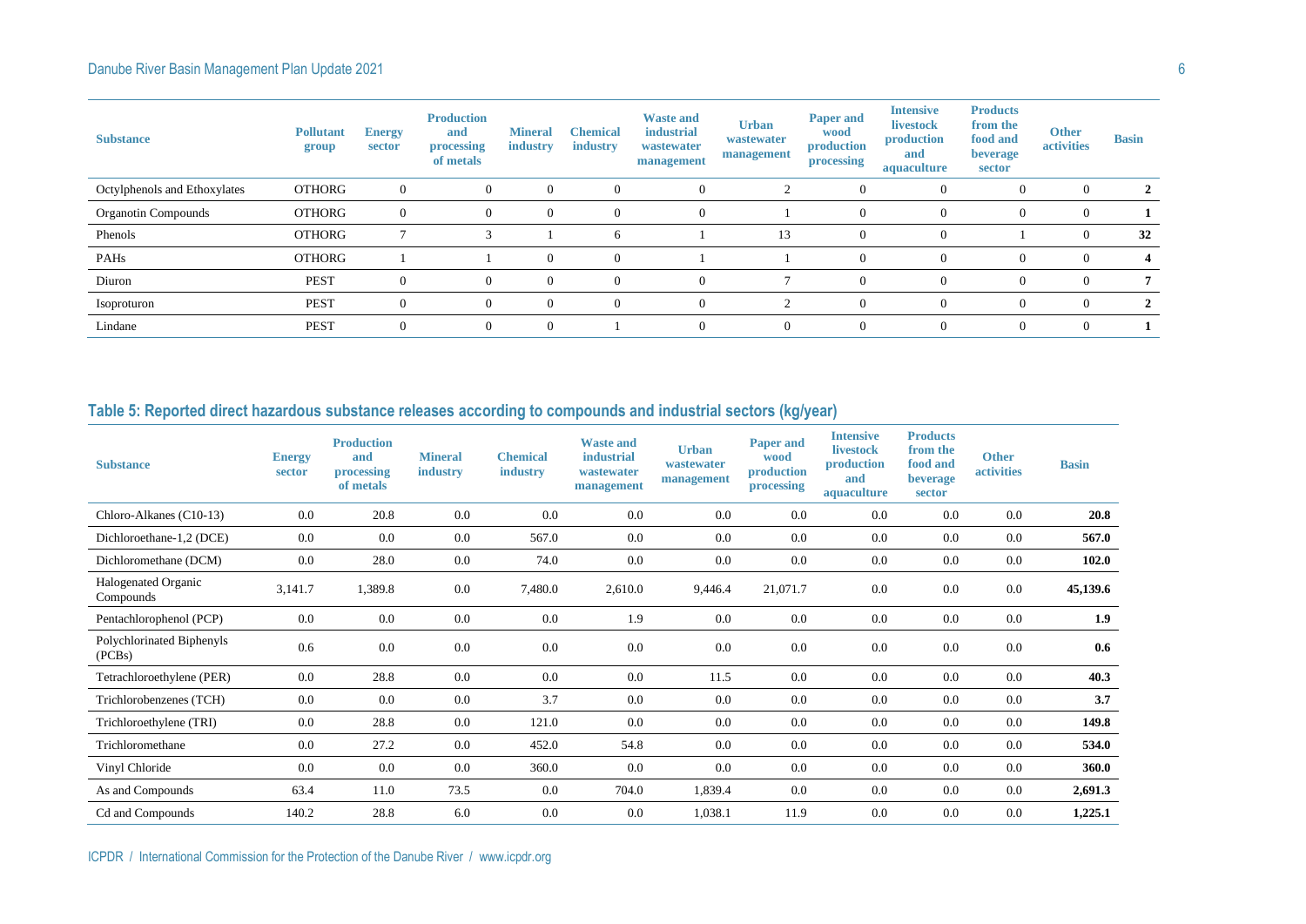| Substance | Pollutant group | Energy sector | Production and processing of metals | Mineral industry | Chemical industry | Waste and industrial wastewater management | Urban wastewater management | Paper and wood production processing | Intensive livestock production and aquaculture | Products from the food and beverage sector | Other activities | Basin |
|---|---|---|---|---|---|---|---|---|---|---|---|---|
| Octylphenols and Ethoxylates | OTHORG | 0 | 0 | 0 | 0 | 0 | 2 | 0 | 0 | 0 | 0 | **2** |
| Organotin Compounds | OTHORG | 0 | 0 | 0 | 0 | 0 | 1 | 0 | 0 | 0 | 0 | **1** |
| Phenols | OTHORG | 7 | 3 | 1 | 6 | 1 | 13 | 0 | 0 | 1 | 0 | **32** |
| PAHs | OTHORG | 1 | 1 | 0 | 0 | 1 | 1 | 0 | 0 | 0 | 0 | **4** |
| Diuron | PEST | 0 | 0 | 0 | 0 | 0 | 7 | 0 | 0 | 0 | 0 | **7** |
| Isoproturon | PEST | 0 | 0 | 0 | 0 | 0 | 2 | 0 | 0 | 0 | 0 | **2** |
| Lindane | PEST | 0 | 0 | 0 | 1 | 0 | 0 | 0 | 0 | 0 | 0 | **1** |

## Table 5: Reported direct hazardous substance releases according to compounds and industrial sectors (kg/year)

| Substance | Energy sector | Production and processing of metals | Mineral industry | Chemical industry | Waste and industrial wastewater management | Urban wastewater management | Paper and wood production processing | Intensive livestock production and aquaculture | Products from the food and beverage sector | Other activities | Basin |
|---|---|---|---|---|---|---|---|---|---|---|---|
| Chloro-Alkanes (C10-13) | 0.0 | 20.8 | 0.0 | 0.0 | 0.0 | 0.0 | 0.0 | 0.0 | 0.0 | 0.0 | **20.8** |
| Dichloroethane-1,2 (DCE) | 0.0 | 0.0 | 0.0 | 567.0 | 0.0 | 0.0 | 0.0 | 0.0 | 0.0 | 0.0 | **567.0** |
| Dichloromethane (DCM) | 0.0 | 28.0 | 0.0 | 74.0 | 0.0 | 0.0 | 0.0 | 0.0 | 0.0 | 0.0 | **102.0** |
| Halogenated Organic Compounds | 3,141.7 | 1,389.8 | 0.0 | 7,480.0 | 2,610.0 | 9,446.4 | 21,071.7 | 0.0 | 0.0 | 0.0 | **45,139.6** |
| Pentachlorophenol (PCP) | 0.0 | 0.0 | 0.0 | 0.0 | 1.9 | 0.0 | 0.0 | 0.0 | 0.0 | 0.0 | **1.9** |
| Polychlorinated Biphenyls (PCBs) | 0.6 | 0.0 | 0.0 | 0.0 | 0.0 | 0.0 | 0.0 | 0.0 | 0.0 | 0.0 | **0.6** |
| Tetrachloroethylene (PER) | 0.0 | 28.8 | 0.0 | 0.0 | 0.0 | 11.5 | 0.0 | 0.0 | 0.0 | 0.0 | **40.3** |
| Trichlorobenzenes (TCH) | 0.0 | 0.0 | 0.0 | 3.7 | 0.0 | 0.0 | 0.0 | 0.0 | 0.0 | 0.0 | **3.7** |
| Trichloroethylene (TRI) | 0.0 | 28.8 | 0.0 | 121.0 | 0.0 | 0.0 | 0.0 | 0.0 | 0.0 | 0.0 | **149.8** |
| Trichloromethane | 0.0 | 27.2 | 0.0 | 452.0 | 54.8 | 0.0 | 0.0 | 0.0 | 0.0 | 0.0 | **534.0** |
| Vinyl Chloride | 0.0 | 0.0 | 0.0 | 360.0 | 0.0 | 0.0 | 0.0 | 0.0 | 0.0 | 0.0 | **360.0** |
| As and Compounds | 63.4 | 11.0 | 73.5 | 0.0 | 704.0 | 1,839.4 | 0.0 | 0.0 | 0.0 | 0.0 | **2,691.3** |
| Cd and Compounds | 140.2 | 28.8 | 6.0 | 0.0 | 0.0 | 1,038.1 | 11.9 | 0.0 | 0.0 | 0.0 | **1,225.1** |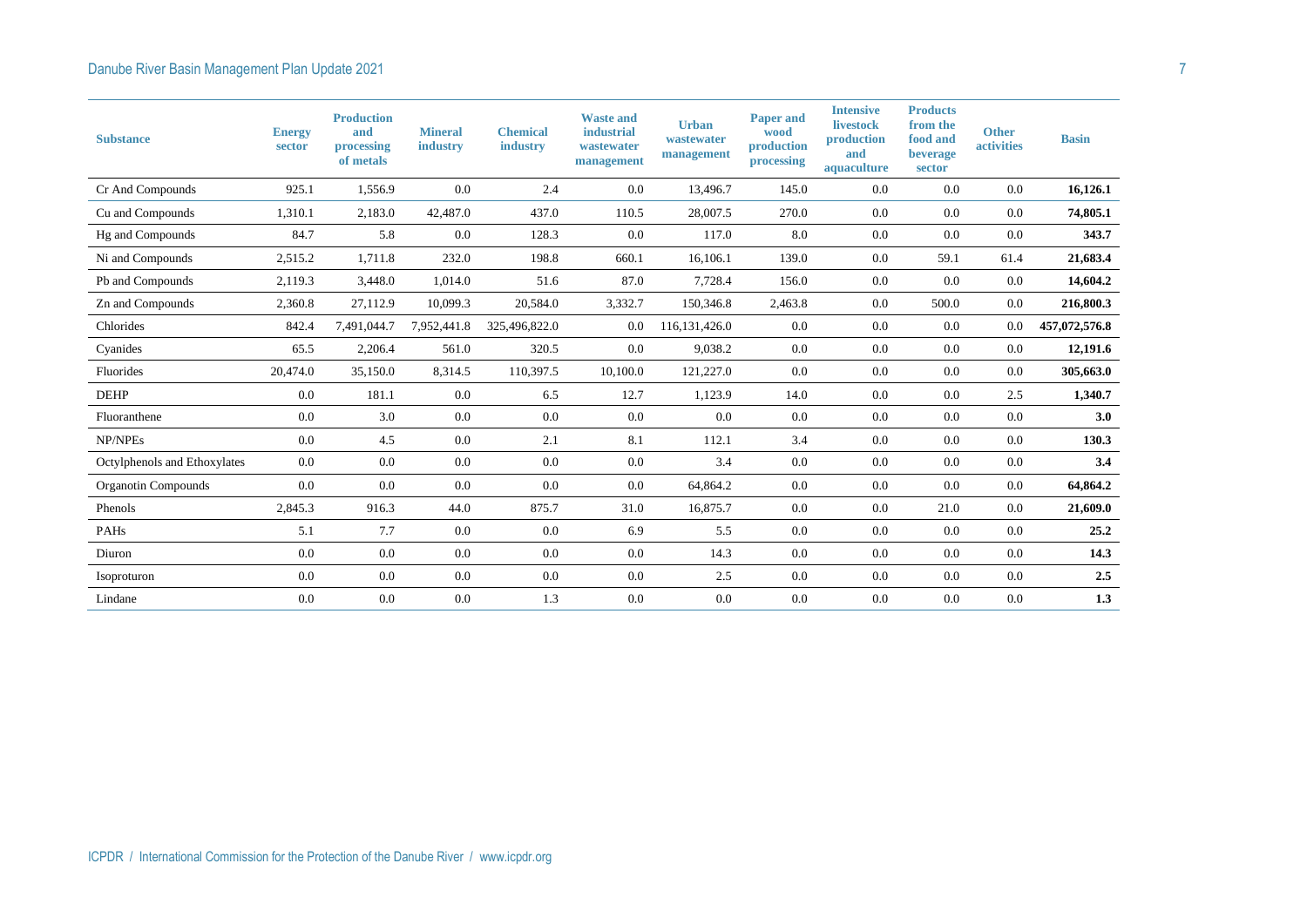| Substance | Energy sector | Production and processing of metals | Mineral industry | Chemical industry | Waste and industrial wastewater management | Urban wastewater management | Paper and wood production processing | Intensive livestock production and aquaculture | Products from the food and beverage sector | Other activities | Basin |
|---|---|---|---|---|---|---|---|---|---|---|---|
| Cr And Compounds | 925.1 | 1,556.9 | 0.0 | 2.4 | 0.0 | 13,496.7 | 145.0 | 0.0 | 0.0 | 0.0 | **16,126.1** |
| Cu and Compounds | 1,310.1 | 2,183.0 | 42,487.0 | 437.0 | 110.5 | 28,007.5 | 270.0 | 0.0 | 0.0 | 0.0 | **74,805.1** |
| Hg and Compounds | 84.7 | 5.8 | 0.0 | 128.3 | 0.0 | 117.0 | 8.0 | 0.0 | 0.0 | 0.0 | **343.7** |
| Ni and Compounds | 2,515.2 | 1,711.8 | 232.0 | 198.8 | 660.1 | 16,106.1 | 139.0 | 0.0 | 59.1 | 61.4 | **21,683.4** |
| Pb and Compounds | 2,119.3 | 3,448.0 | 1,014.0 | 51.6 | 87.0 | 7,728.4 | 156.0 | 0.0 | 0.0 | 0.0 | **14,604.2** |
| Zn and Compounds | 2,360.8 | 27,112.9 | 10,099.3 | 20,584.0 | 3,332.7 | 150,346.8 | 2,463.8 | 0.0 | 500.0 | 0.0 | **216,800.3** |
| Chlorides | 842.4 | 7,491,044.7 | 7,952,441.8 | 325,496,822.0 | 0.0 | 116,131,426.0 | 0.0 | 0.0 | 0.0 | 0.0 | **457,072,576.8** |
| Cyanides | 65.5 | 2,206.4 | 561.0 | 320.5 | 0.0 | 9,038.2 | 0.0 | 0.0 | 0.0 | 0.0 | **12,191.6** |
| Fluorides | 20,474.0 | 35,150.0 | 8,314.5 | 110,397.5 | 10,100.0 | 121,227.0 | 0.0 | 0.0 | 0.0 | 0.0 | **305,663.0** |
| DEHP | 0.0 | 181.1 | 0.0 | 6.5 | 12.7 | 1,123.9 | 14.0 | 0.0 | 0.0 | 2.5 | **1,340.7** |
| Fluoranthene | 0.0 | 3.0 | 0.0 | 0.0 | 0.0 | 0.0 | 0.0 | 0.0 | 0.0 | 0.0 | **3.0** |
| NP/NPEs | 0.0 | 4.5 | 0.0 | 2.1 | 8.1 | 112.1 | 3.4 | 0.0 | 0.0 | 0.0 | **130.3** |
| Octylphenols and Ethoxylates | 0.0 | 0.0 | 0.0 | 0.0 | 0.0 | 3.4 | 0.0 | 0.0 | 0.0 | 0.0 | **3.4** |
| Organotin Compounds | 0.0 | 0.0 | 0.0 | 0.0 | 0.0 | 64,864.2 | 0.0 | 0.0 | 0.0 | 0.0 | **64,864.2** |
| Phenols | 2,845.3 | 916.3 | 44.0 | 875.7 | 31.0 | 16,875.7 | 0.0 | 0.0 | 21.0 | 0.0 | **21,609.0** |
| PAHs | 5.1 | 7.7 | 0.0 | 0.0 | 6.9 | 5.5 | 0.0 | 0.0 | 0.0 | 0.0 | **25.2** |
| Diuron | 0.0 | 0.0 | 0.0 | 0.0 | 0.0 | 14.3 | 0.0 | 0.0 | 0.0 | 0.0 | **14.3** |
| Isoproturon | 0.0 | 0.0 | 0.0 | 0.0 | 0.0 | 2.5 | 0.0 | 0.0 | 0.0 | 0.0 | **2.5** |
| Lindane | 0.0 | 0.0 | 0.0 | 1.3 | 0.0 | 0.0 | 0.0 | 0.0 | 0.0 | 0.0 | **1.3** |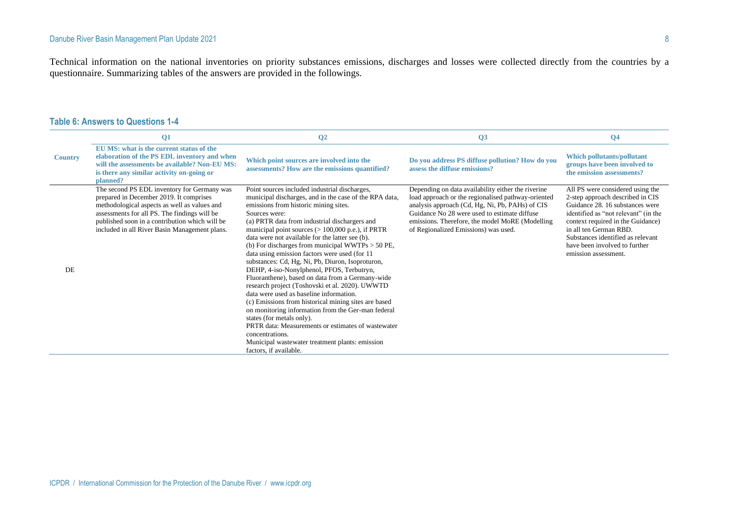Technical information on the national inventories on priority substances emissions, discharges and losses were collected directly from the countries by a questionnaire. Summarizing tables of the answers are provided in the followings.

### Table 6: Answers to Questions 1-4

| | Q1 | Q2 | Q3 | Q4 |
|---|---|---|---|---|
| **Country** | **EU MS: what is the current status of the elaboration of the PS EDL inventory and when will the assessments be available? Non-EU MS: is there any similar activity on-going or planned?** | **Which point sources are involved into the assessments? How are the emissions quantified?** | **Do you address PS diffuse pollution? How do you assess the diffuse emissions?** | **Which pollutants/pollutant groups have been involved to the emission assessments?** |
| DE | The second PS EDL inventory for Germany was prepared in December 2019. It comprises methodological aspects as well as values and assessments for all PS. The findings will be published soon in a contribution which will be included in all River Basin Management plans. | Point sources included industrial discharges, municipal discharges, and in the case of the RPA data, emissions from historic mining sites.<br>Sources were:<br>(a) PRTR data from industrial dischargers and municipal point sources (> 100,000 p.e.), if PRTR data were not available for the latter see (b).<br>(b) For discharges from municipal WWTPs > 50 PE, data using emission factors were used (for 11 substances: Cd, Hg, Ni, Pb, Diuron, Isoproturon, DEHP, 4-iso-Nonylphenol, PFOS, Terbutryn, Fluoranthene), based on data from a Germany-wide research project (Toshovski et al. 2020). UWWTD data were used as baseline information.<br>(c) Emissions from historical mining sites are based on monitoring information from the Ger-man federal states (for metals only).<br>PRTR data: Measurements or estimates of wastewater concentrations.<br>Municipal wastewater treatment plants: emission factors, if available. | Depending on data availability either the riverine load approach or the regionalised pathway-oriented analysis approach (Cd, Hg, Ni, Pb, PAHs) of CIS Guidance No 28 were used to estimate diffuse emissions. Therefore, the model MoRE (Modelling of Regionalized Emissions) was used. | All PS were considered using the 2-step approach described in CIS Guidance 28. 16 substances were identified as "not relevant" (in the context required in the Guidance) in all ten German RBD. Substances identified as relevant have been involved to further emission assessment. |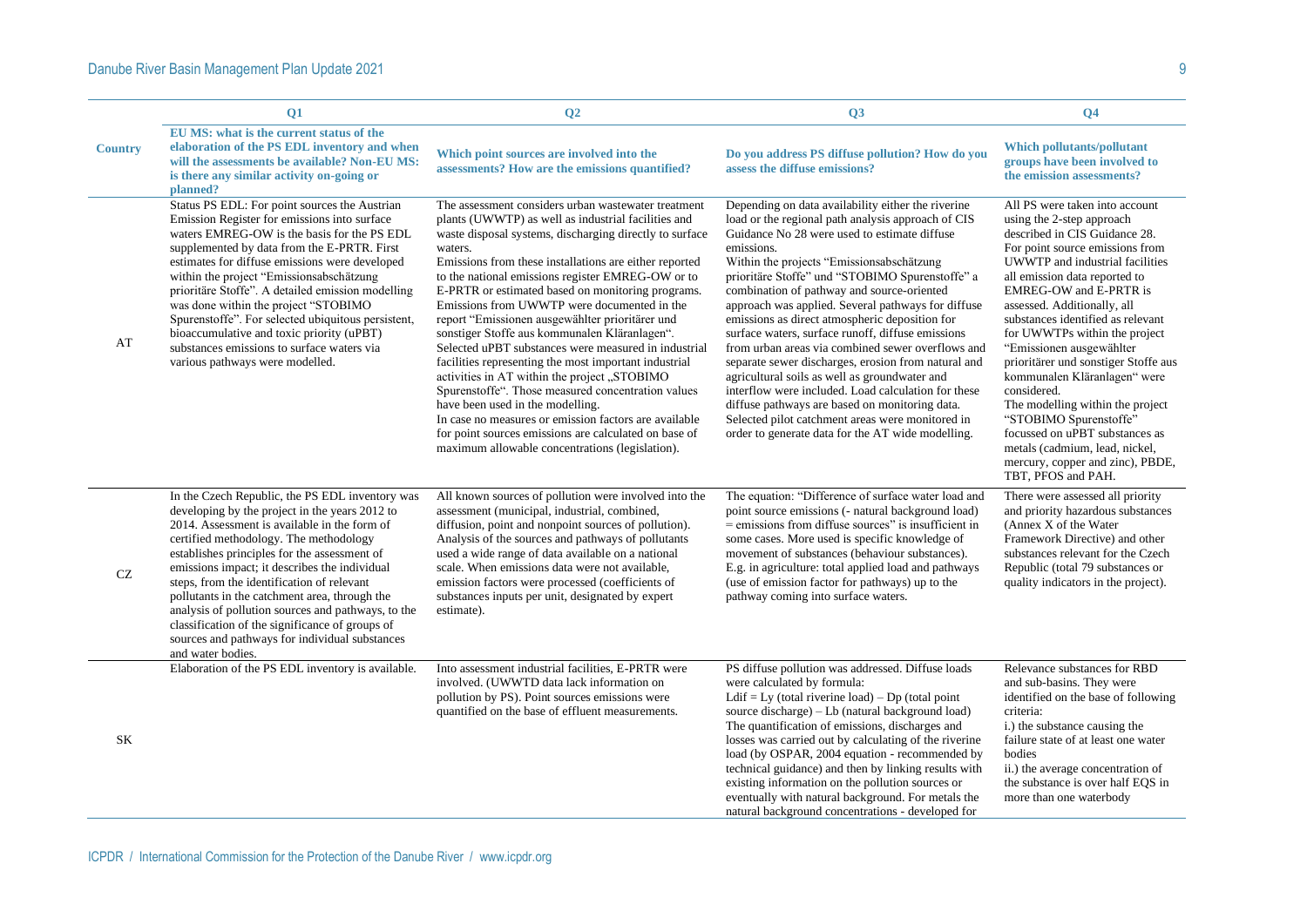| Country | Q1<br>EU MS: what is the current status of the elaboration of the PS EDL inventory and when will the assessments be available? Non-EU MS: is there any similar activity on-going or planned? | Q2<br>Which point sources are involved into the assessments? How are the emissions quantified? | Q3<br>Do you address PS diffuse pollution? How do you assess the diffuse emissions? | Q4<br>Which pollutants/pollutant groups have been involved to the emission assessments? |
|---|---|---|---|---|
| AT | Status PS EDL: For point sources the Austrian Emission Register for emissions into surface waters EMREG-OW is the basis for the PS EDL supplemented by data from the E-PRTR. First estimates for diffuse emissions were developed within the project "Emissionsabschätzung prioritäre Stoffe". A detailed emission modelling was done within the project "STOBIMO Spurenstoffe". For selected ubiquitous persistent, bioaccumulative and toxic priority (uPBT) substances emissions to surface waters via various pathways were modelled. | The assessment considers urban wastewater treatment plants (UWWTP) as well as industrial facilities and waste disposal systems, discharging directly to surface waters.<br>Emissions from these installations are either reported to the national emissions register EMREG-OW or to E-PRTR or estimated based on monitoring programs. Emissions from UWWTP were documented in the report "Emissionen ausgewählter prioritärer und sonstiger Stoffe aus kommunalen Kläranlagen".<br>Selected uPBT substances were measured in industrial facilities representing the most important industrial activities in AT within the project „STOBIMO Spurenstoffe". Those measured concentration values have been used in the modelling.<br>In case no measures or emission factors are available for point sources emissions are calculated on base of maximum allowable concentrations (legislation). | Depending on data availability either the riverine load or the regional path analysis approach of CIS Guidance No 28 were used to estimate diffuse emissions.<br>Within the projects "Emissionsabschätzung prioritäre Stoffe" und "STOBIMO Spurenstoffe" a combination of pathway and source-oriented approach was applied. Several pathways for diffuse emissions as direct atmospheric deposition for surface waters, surface runoff, diffuse emissions from urban areas via combined sewer overflows and separate sewer discharges, erosion from natural and agricultural soils as well as groundwater and interflow were included. Load calculation for these diffuse pathways are based on monitoring data. Selected pilot catchment areas were monitored in order to generate data for the AT wide modelling. | All PS were taken into account using the 2-step approach described in CIS Guidance 28. For point source emissions from UWWTP and industrial facilities all emission data reported to EMREG-OW and E-PRTR is assessed. Additionally, all substances identified as relevant for UWWTPs within the project "Emissionen ausgewählter prioritärer und sonstiger Stoffe aus kommunalen Kläranlagen" were considered.<br>The modelling within the project "STOBIMO Spurenstoffe" focussed on uPBT substances as metals (cadmium, lead, nickel, mercury, copper and zinc), PBDE, TBT, PFOS and PAH. |
| CZ | In the Czech Republic, the PS EDL inventory was developing by the project in the years 2012 to 2014. Assessment is available in the form of certified methodology. The methodology establishes principles for the assessment of emissions impact; it describes the individual steps, from the identification of relevant pollutants in the catchment area, through the analysis of pollution sources and pathways, to the classification of the significance of groups of sources and pathways for individual substances and water bodies. | All known sources of pollution were involved into the assessment (municipal, industrial, combined, diffusion, point and nonpoint sources of pollution). Analysis of the sources and pathways of pollutants used a wide range of data available on a national scale. When emissions data were not available, emission factors were processed (coefficients of substances inputs per unit, designated by expert estimate). | The equation: "Difference of surface water load and point source emissions (- natural background load) = emissions from diffuse sources" is insufficient in some cases. More used is specific knowledge of movement of substances (behaviour substances). E.g. in agriculture: total applied load and pathways (use of emission factor for pathways) up to the pathway coming into surface waters. | There were assessed all priority and priority hazardous substances (Annex X of the Water Framework Directive) and other substances relevant for the Czech Republic (total 79 substances or quality indicators in the project). |
| SK | Elaboration of the PS EDL inventory is available. | Into assessment industrial facilities, E-PRTR were involved. (UWWTD data lack information on pollution by PS). Point sources emissions were quantified on the base of effluent measurements. | PS diffuse pollution was addressed. Diffuse loads were calculated by formula:<br>$L_{dif} = L_y$ (total riverine load) – $D_p$ (total point source discharge) – $L_b$ (natural background load)<br>The quantification of emissions, discharges and losses was carried out by calculating of the riverine load (by OSPAR, 2004 equation - recommended by technical guidance) and then by linking results with existing information on the pollution sources or eventually with natural background. For metals the natural background concentrations - developed for | Relevance substances for RBD and sub-basins. They were identified on the base of following criteria:<br>i.) the substance causing the failure state of at least one water bodies<br>ii.) the average concentration of the substance is over half EQS in more than one waterbody |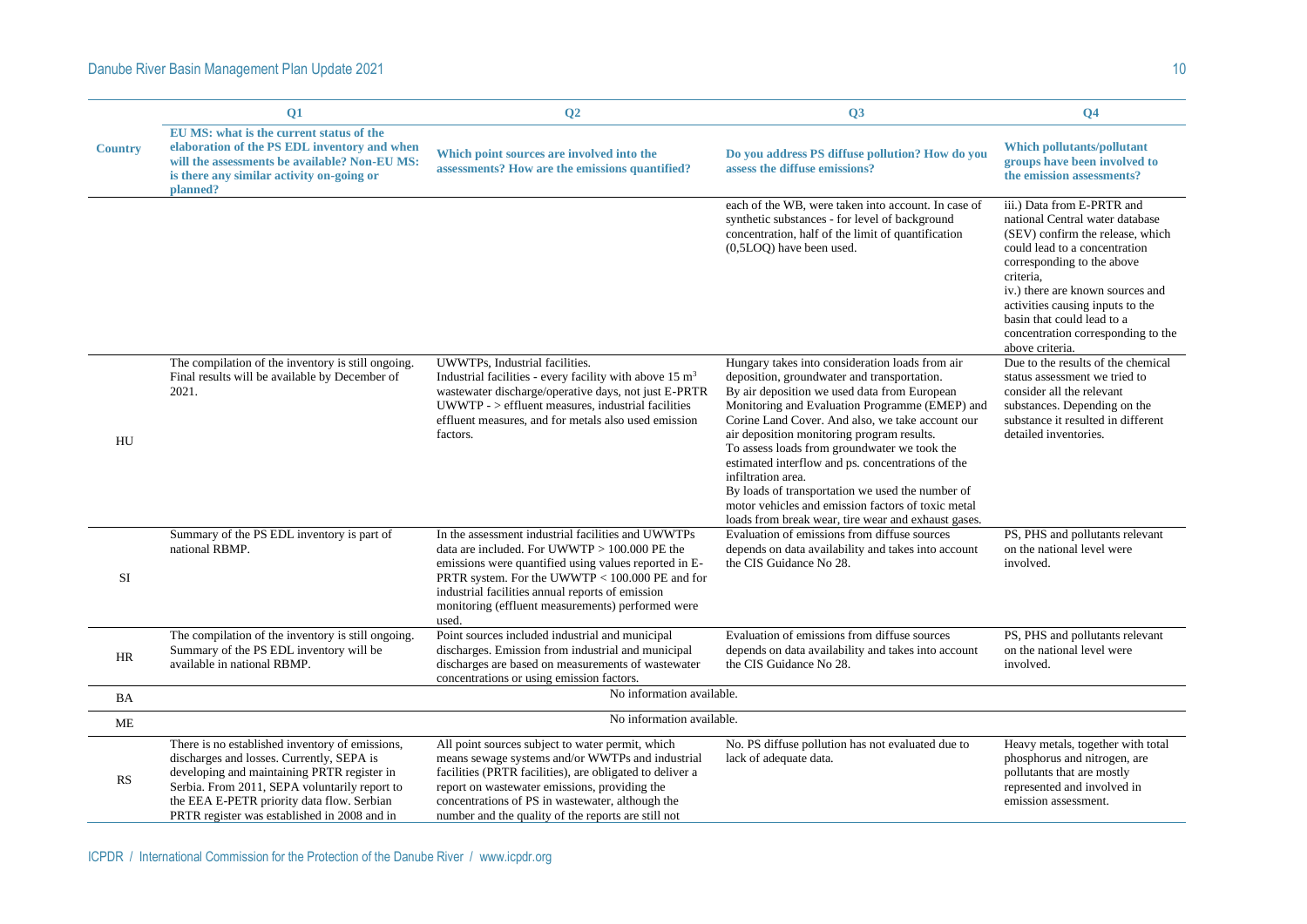| Country | Q1<br>EU MS: what is the current status of the elaboration of the PS EDL inventory and when will the assessments be available? Non-EU MS: is there any similar activity on-going or planned? | Q2<br>Which point sources are involved into the assessments? How are the emissions quantified? | Q3<br>Do you address PS diffuse pollution? How do you assess the diffuse emissions? | Q4<br>Which pollutants/pollutant groups have been involved to the emission assessments? |
|---|---|---|---|---|
| | | | each of the WB, were taken into account. In case of synthetic substances - for level of background concentration, half of the limit of quantification (0,5LOQ) have been used. | iii.) Data from E-PRTR and national Central water database (SEV) confirm the release, which could lead to a concentration corresponding to the above criteria,<br>iv.) there are known sources and activities causing inputs to the basin that could lead to a concentration corresponding to the above criteria. |
| HU | The compilation of the inventory is still ongoing. Final results will be available by December of 2021. | UWWTPs, Industrial facilities.<br>Industrial facilities - every facility with above 15 $m^3$ wastewater discharge/operative days, not just E-PRTR<br>UWWTP - > effluent measures, industrial facilities effluent measures, and for metals also used emission factors. | Hungary takes into consideration loads from air deposition, groundwater and transportation.<br>By air deposition we used data from European Monitoring and Evaluation Programme (EMEP) and Corine Land Cover. And also, we take account our air deposition monitoring program results.<br>To assess loads from groundwater we took the estimated interflow and ps. concentrations of the infiltration area.<br>By loads of transportation we used the number of motor vehicles and emission factors of toxic metal loads from break wear, tire wear and exhaust gases. | Due to the results of the chemical status assessment we tried to consider all the relevant substances. Depending on the substance it resulted in different detailed inventories. |
| SI | Summary of the PS EDL inventory is part of national RBMP. | In the assessment industrial facilities and UWWTPs data are included. For UWWTP > 100.000 PE the emissions were quantified using values reported in E-PRTR system. For the UWWTP < 100.000 PE and for industrial facilities annual reports of emission monitoring (effluent measurements) performed were used. | Evaluation of emissions from diffuse sources depends on data availability and takes into account the CIS Guidance No 28. | PS, PHS and pollutants relevant on the national level were involved. |
| HR | The compilation of the inventory is still ongoing. Summary of the PS EDL inventory will be available in national RBMP. | Point sources included industrial and municipal discharges. Emission from industrial and municipal discharges are based on measurements of wastewater concentrations or using emission factors. | Evaluation of emissions from diffuse sources depends on data availability and takes into account the CIS Guidance No 28. | PS, PHS and pollutants relevant on the national level were involved. |
| BA | No information available. | | | |
| ME | No information available. | | | |
| RS | There is no established inventory of emissions, discharges and losses. Currently, SEPA is developing and maintaining PRTR register in Serbia. From 2011, SEPA voluntarily report to the EEA E-PETR priority data flow. Serbian PRTR register was established in 2008 and in | All point sources subject to water permit, which means sewage systems and/or WWTPs and industrial facilities (PRTR facilities), are obligated to deliver a report on wastewater emissions, providing the concentrations of PS in wastewater, although the number and the quality of the reports are still not | No. PS diffuse pollution has not evaluated due to lack of adequate data. | Heavy metals, together with total phosphorus and nitrogen, are pollutants that are mostly represented and involved in emission assessment. |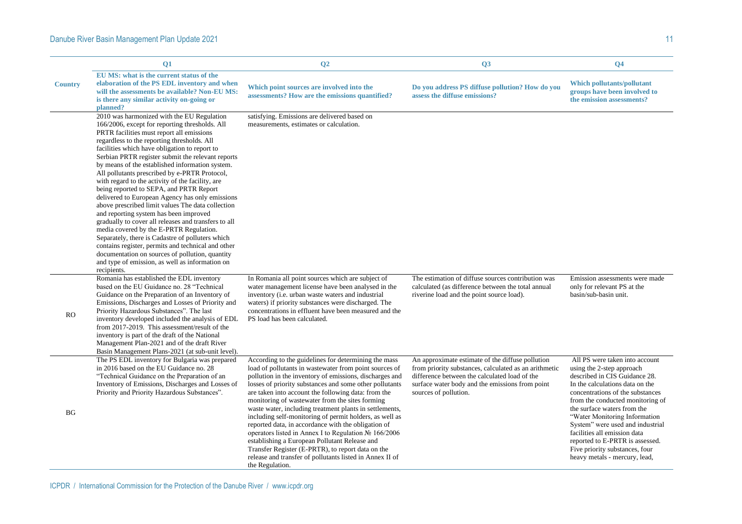| Country | Q1 EU MS: what is the current status of the elaboration of the PS EDL inventory and when will the assessments be available? Non-EU MS: is there any similar activity on-going or planned? | Q2 Which point sources are involved into the assessments? How are the emissions quantified? | Q3 Do you address PS diffuse pollution? How do you assess the diffuse emissions? | Q4 Which pollutants/pollutant groups have been involved to the emission assessments? |
|---|---|---|---|---|
| | 2010 was harmonized with the EU Regulation 166/2006, except for reporting thresholds. All PRTR facilities must report all emissions regardless to the reporting thresholds. All facilities which have obligation to report to Serbian PRTR register submit the relevant reports by means of the established information system. All pollutants prescribed by e-PRTR Protocol, with regard to the activity of the facility, are being reported to SEPA, and PRTR Report delivered to European Agency has only emissions above prescribed limit values The data collection and reporting system has been improved gradually to cover all releases and transfers to all media covered by the E-PRTR Regulation. Separately, there is Cadastre of polluters which contains register, permits and technical and other documentation on sources of pollution, quantity and type of emission, as well as information on recipients. | satisfying. Emissions are delivered based on measurements, estimates or calculation. | | |
| RO | Romania has established the EDL inventory based on the EU Guidance no. 28 "Technical Guidance on the Preparation of an Inventory of Emissions, Discharges and Losses of Priority and Priority Hazardous Substances". The last inventory developed included the analysis of EDL from 2017-2019. This assessment/result of the inventory is part of the draft of the National Management Plan-2021 and of the draft River Basin Management Plans-2021 (at sub-unit level). | In Romania all point sources which are subject of water management license have been analysed in the inventory (i.e. urban waste waters and industrial waters) if priority substances were discharged. The concentrations in effluent have been measured and the PS load has been calculated. | The estimation of diffuse sources contribution was calculated (as difference between the total annual riverine load and the point source load). | Emission assessments were made only for relevant PS at the basin/sub-basin unit. |
| BG | The PS EDL inventory for Bulgaria was prepared in 2016 based on the EU Guidance no. 28 "Technical Guidance on the Preparation of an Inventory of Emissions, Discharges and Losses of Priority and Priority Hazardous Substances". | According to the guidelines for determining the mass load of pollutants in wastewater from point sources of pollution in the inventory of emissions, discharges and losses of priority substances and some other pollutants are taken into account the following data: from the monitoring of wastewater from the sites forming waste water, including treatment plants in settlements, including self-monitoring of permit holders, as well as reported data, in accordance with the obligation of operators listed in Annex I to Regulation № 166/2006 establishing a European Pollutant Release and Transfer Register (E-PRTR), to report data on the release and transfer of pollutants listed in Annex II of the Regulation. | An approximate estimate of the diffuse pollution from priority substances, calculated as an arithmetic difference between the calculated load of the surface water body and the emissions from point sources of pollution. | All PS were taken into account using the 2-step approach described in CIS Guidance 28. In the calculations data on the concentrations of the substances from the conducted monitoring of the surface waters from the "Water Monitoring Information System" were used and industrial facilities all emission data reported to E-PRTR is assessed. Five priority substances, four heavy metals - mercury, lead, |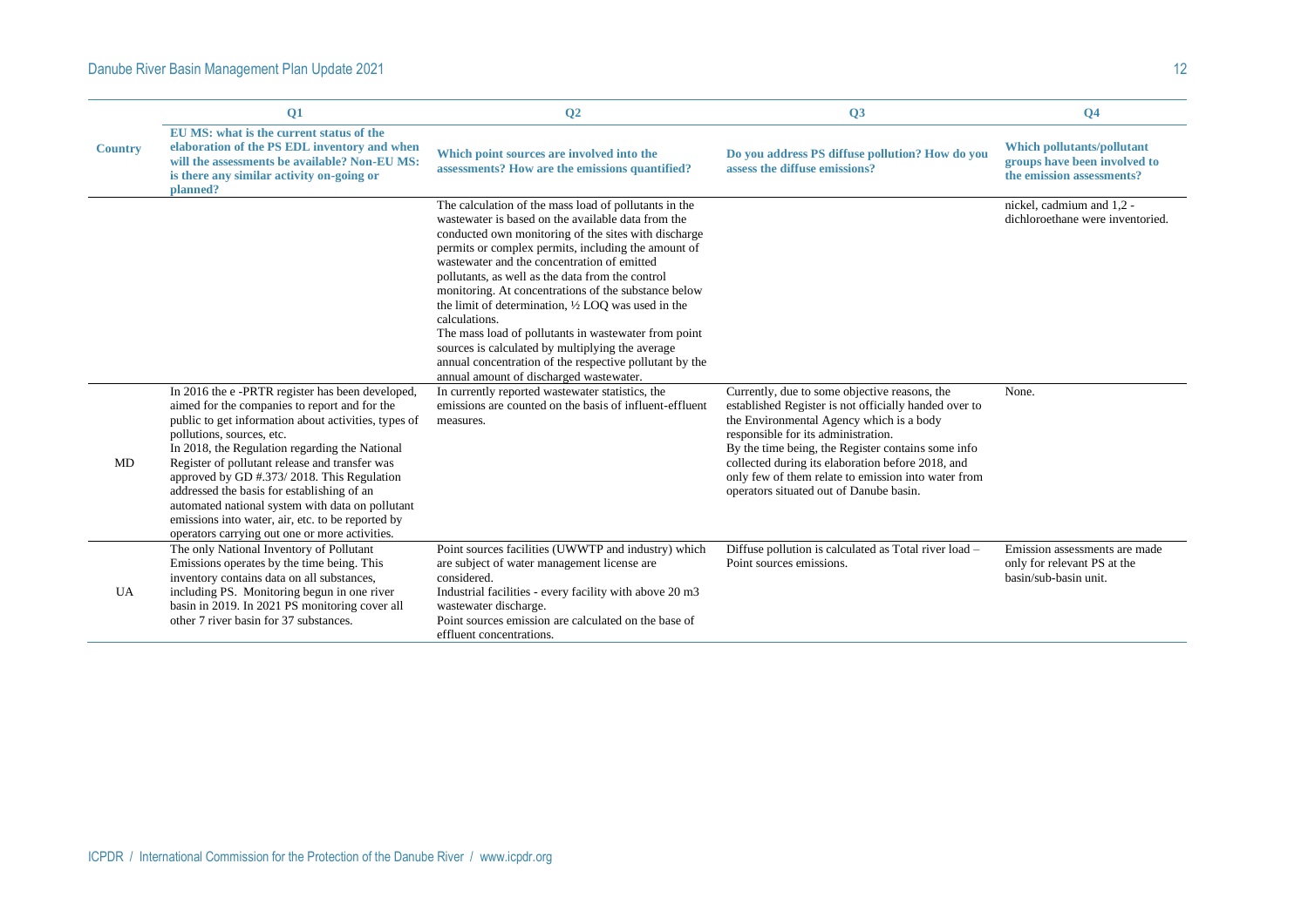| Country | Q1<br>EU MS: what is the current status of the elaboration of the PS EDL inventory and when will the assessments be available? Non-EU MS: is there any similar activity on-going or planned? | Q2<br>Which point sources are involved into the assessments? How are the emissions quantified? | Q3<br>Do you address PS diffuse pollution? How do you assess the diffuse emissions? | Q4<br>Which pollutants/pollutant groups have been involved to the emission assessments? |
|---|---|---|---|---|
| | | The calculation of the mass load of pollutants in the wastewater is based on the available data from the conducted own monitoring of the sites with discharge permits or complex permits, including the amount of wastewater and the concentration of emitted pollutants, as well as the data from the control monitoring. At concentrations of the substance below the limit of determination, ½ LOQ was used in the calculations.<br>The mass load of pollutants in wastewater from point sources is calculated by multiplying the average annual concentration of the respective pollutant by the annual amount of discharged wastewater. | | nickel, cadmium and 1,2 - dichloroethane were inventoried. |
| MD | In 2016 the e -PRTR register has been developed, aimed for the companies to report and for the public to get information about activities, types of pollutions, sources, etc.<br>In 2018, the Regulation regarding the National Register of pollutant release and transfer was approved by GD #.373/ 2018. This Regulation addressed the basis for establishing of an automated national system with data on pollutant emissions into water, air, etc. to be reported by operators carrying out one or more activities. | In currently reported wastewater statistics, the emissions are counted on the basis of influent-effluent measures. | Currently, due to some objective reasons, the established Register is not officially handed over to the Environmental Agency which is a body responsible for its administration.<br>By the time being, the Register contains some info collected during its elaboration before 2018, and only few of them relate to emission into water from operators situated out of Danube basin. | None. |
| UA | The only National Inventory of Pollutant Emissions operates by the time being. This inventory contains data on all substances, including PS. Monitoring begun in one river basin in 2019. In 2021 PS monitoring cover all other 7 river basin for 37 substances. | Point sources facilities (UWWTP and industry) which are subject of water management license are considered.<br>Industrial facilities - every facility with above 20 m3 wastewater discharge.<br>Point sources emission are calculated on the base of effluent concentrations. | Diffuse pollution is calculated as Total river load – Point sources emissions. | Emission assessments are made only for relevant PS at the basin/sub-basin unit. |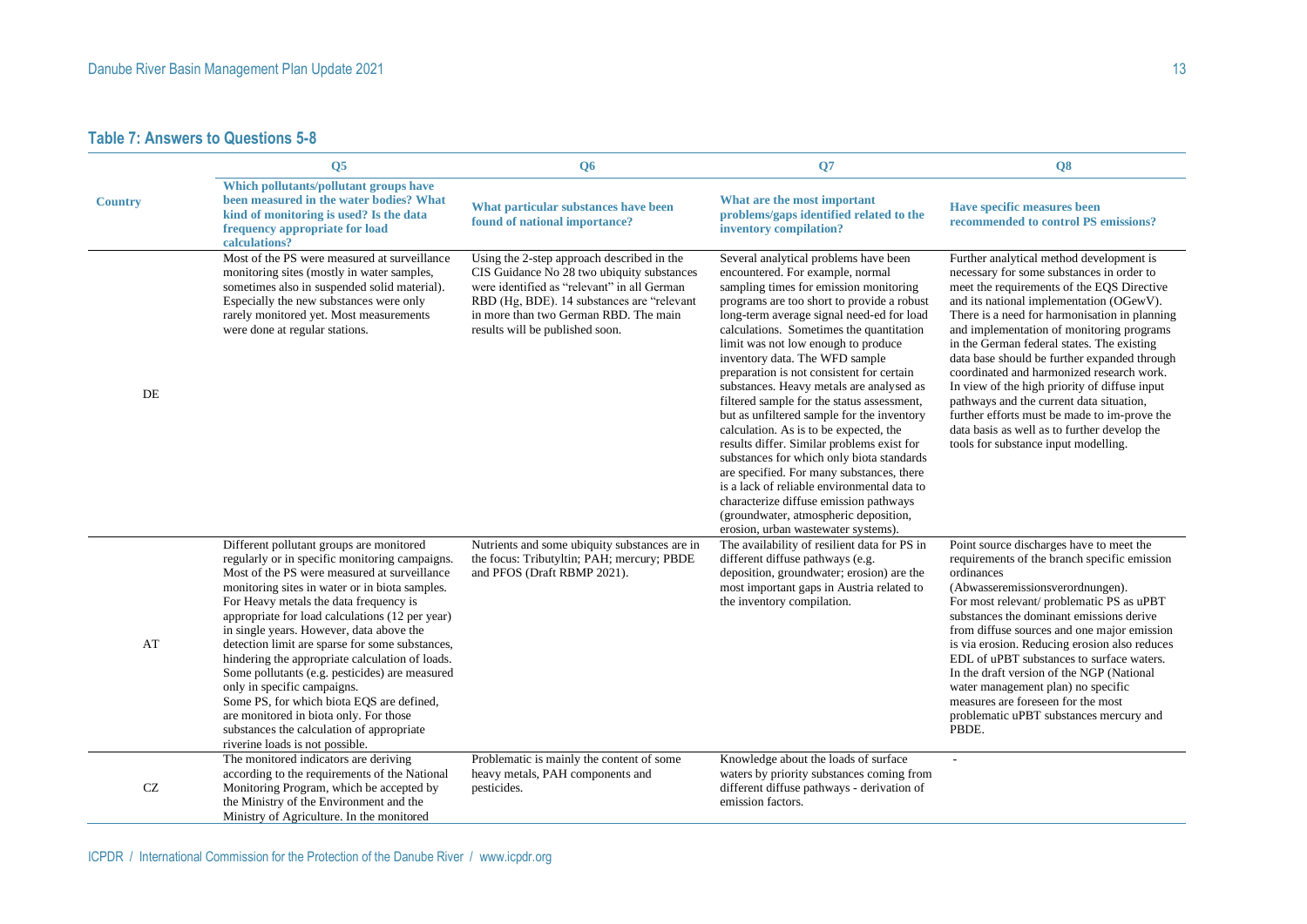### Table 7: Answers to Questions 5-8

| Country | Q5<br>Which pollutants/pollutant groups have been measured in the water bodies? What kind of monitoring is used? Is the data frequency appropriate for load calculations? | Q6<br>What particular substances have been found of national importance? | Q7<br>What are the most important problems/gaps identified related to the inventory compilation? | Q8<br>Have specific measures been recommended to control PS emissions? |
|---|---|---|---|---|
| DE | Most of the PS were measured at surveillance monitoring sites (mostly in water samples, sometimes also in suspended solid material). Especially the new substances were only rarely monitored yet. Most measurements were done at regular stations. | Using the 2-step approach described in the CIS Guidance No 28 two ubiquity substances were identified as "relevant" in all German RBD (Hg, BDE). 14 substances are "relevant in more than two German RBD. The main results will be published soon. | Several analytical problems have been encountered. For example, normal sampling times for emission monitoring programs are too short to provide a robust long-term average signal need-ed for load calculations. Sometimes the quantitation limit was not low enough to produce inventory data. The WFD sample preparation is not consistent for certain substances. Heavy metals are analysed as filtered sample for the status assessment, but as unfiltered sample for the inventory calculation. As is to be expected, the results differ. Similar problems exist for substances for which only biota standards are specified. For many substances, there is a lack of reliable environmental data to characterize diffuse emission pathways (groundwater, atmospheric deposition, erosion, urban wastewater systems). | Further analytical method development is necessary for some substances in order to meet the requirements of the EQS Directive and its national implementation (OGewV). There is a need for harmonisation in planning and implementation of monitoring programs in the German federal states. The existing data base should be further expanded through coordinated and harmonized research work. In view of the high priority of diffuse input pathways and the current data situation, further efforts must be made to im-prove the data basis as well as to further develop the tools for substance input modelling. |
| AT | Different pollutant groups are monitored regularly or in specific monitoring campaigns. Most of the PS were measured at surveillance monitoring sites in water or in biota samples. For Heavy metals the data frequency is appropriate for load calculations (12 per year) in single years. However, data above the detection limit are sparse for some substances, hindering the appropriate calculation of loads. Some pollutants (e.g. pesticides) are measured only in specific campaigns.<br>Some PS, for which biota EQS are defined, are monitored in biota only. For those substances the calculation of appropriate riverine loads is not possible. | Nutrients and some ubiquity substances are in the focus: Tributyltin; PAH; mercury; PBDE and PFOS (Draft RBMP 2021). | The availability of resilient data for PS in different diffuse pathways (e.g. deposition, groundwater; erosion) are the most important gaps in Austria related to the inventory compilation. | Point source discharges have to meet the requirements of the branch specific emission ordinances (Abwasseremissionsverordnungen).<br>For most relevant/ problematic PS as uPBT substances the dominant emissions derive from diffuse sources and one major emission is via erosion. Reducing erosion also reduces EDL of uPBT substances to surface waters. In the draft version of the NGP (National water management plan) no specific measures are foreseen for the most problematic uPBT substances mercury and PBDE. |
| CZ | The monitored indicators are deriving according to the requirements of the National Monitoring Program, which be accepted by the Ministry of the Environment and the Ministry of Agriculture. In the monitored | Problematic is mainly the content of some heavy metals, PAH components and pesticides. | Knowledge about the loads of surface waters by priority substances coming from different diffuse pathways - derivation of emission factors. | - |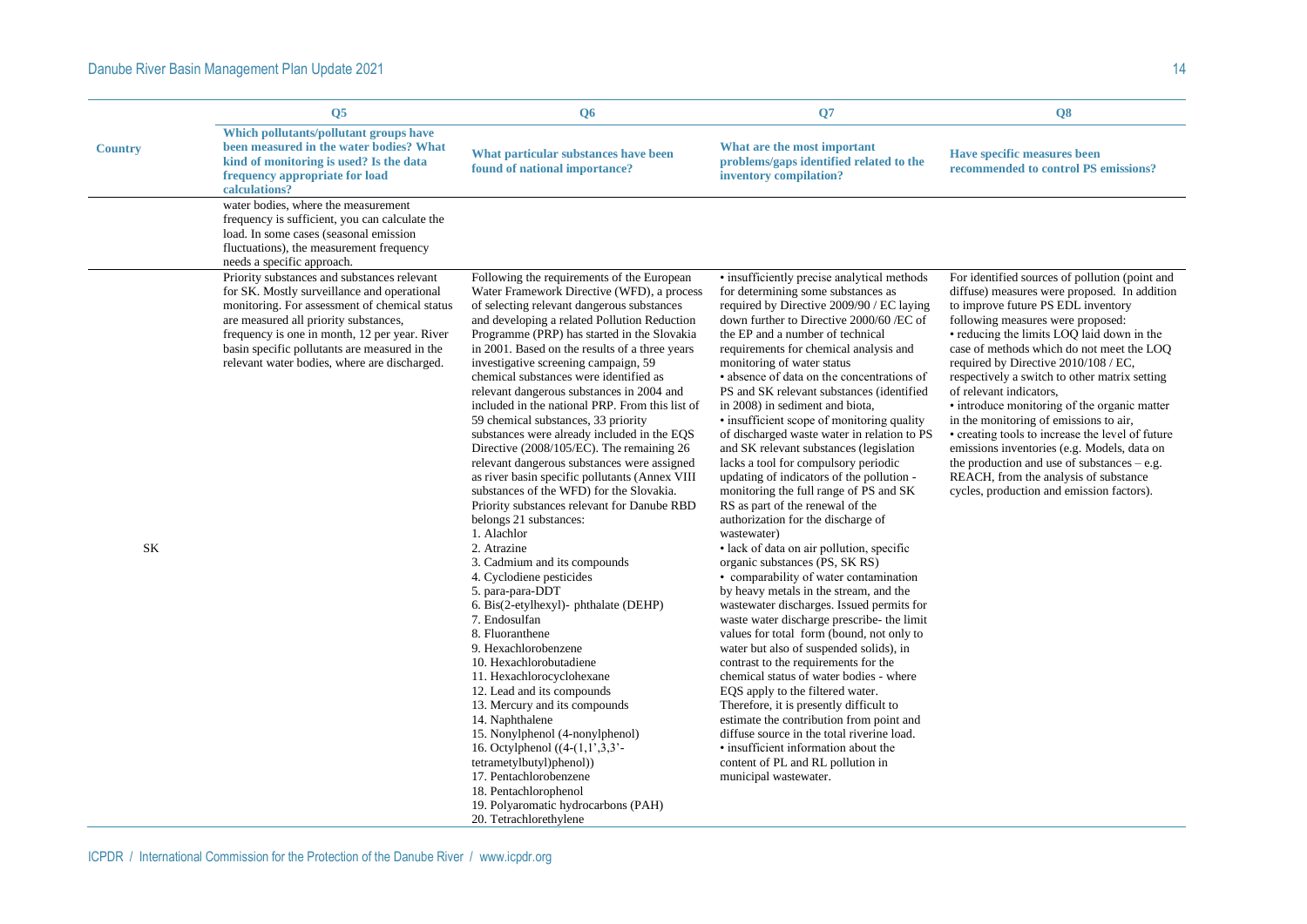| Country | Q5<br>Which pollutants/pollutant groups have been measured in the water bodies? What kind of monitoring is used? Is the data frequency appropriate for load calculations? | Q6<br>What particular substances have been found of national importance? | Q7<br>What are the most important problems/gaps identified related to the inventory compilation? | Q8<br>Have specific measures been recommended to control PS emissions? |
|---|---|---|---|---|
| | water bodies, where the measurement frequency is sufficient, you can calculate the load. In some cases (seasonal emission fluctuations), the measurement frequency needs a specific approach. | | | |
| SK | Priority substances and substances relevant for SK. Mostly surveillance and operational monitoring. For assessment of chemical status are measured all priority substances, frequency is one in month, 12 per year. River basin specific pollutants are measured in the relevant water bodies, where are discharged. | Following the requirements of the European Water Framework Directive (WFD), a process of selecting relevant dangerous substances and developing a related Pollution Reduction Programme (PRP) has started in the Slovakia in 2001. Based on the results of a three years investigative screening campaign, 59 chemical substances were identified as relevant dangerous substances in 2004 and included in the national PRP. From this list of 59 chemical substances, 33 priority substances were already included in the EQS Directive (2008/105/EC). The remaining 26 relevant dangerous substances were assigned as river basin specific pollutants (Annex VIII substances of the WFD) for the Slovakia.<br>Priority substances relevant for Danube RBD belongs 21 substances:<br>1. Alachlor<br>2. Atrazine<br>3. Cadmium and its compounds<br>4. Cyclodiene pesticides<br>5. para-para-DDT<br>6. Bis(2-etylhexyl)- phthalate (DEHP)<br>7. Endosulfan<br>8. Fluoranthene<br>9. Hexachlorobenzene<br>10. Hexachlorobutadiene<br>11. Hexachlorocyclohexane<br>12. Lead and its compounds<br>13. Mercury and its compounds<br>14. Naphthalene<br>15. Nonylphenol (4-nonylphenol)<br>16. Octylphenol ((4-(1,1',3,3'-tetrametylbutyl)phenol))<br>17. Pentachlorobenzene<br>18. Pentachlorophenol<br>19. Polyaromatic hydrocarbons (PAH)<br>20. Tetrachlorethylene | • insufficiently precise analytical methods for determining some substances as required by Directive 2009/90 / EC laying down further to Directive 2000/60 /EC of the EP and a number of technical requirements for chemical analysis and monitoring of water status<br>• absence of data on the concentrations of PS and SK relevant substances (identified in 2008) in sediment and biota,<br>• insufficient scope of monitoring quality of discharged waste water in relation to PS and SK relevant substances (legislation lacks a tool for compulsory periodic updating of indicators of the pollution - monitoring the full range of PS and SK RS as part of the renewal of the authorization for the discharge of wastewater)<br>• lack of data on air pollution, specific organic substances (PS, SK RS)<br>• comparability of water contamination by heavy metals in the stream, and the wastewater discharges. Issued permits for waste water discharge prescribe- the limit values for total form (bound, not only to water but also of suspended solids), in contrast to the requirements for the chemical status of water bodies - where EQS apply to the filtered water. Therefore, it is presently difficult to estimate the contribution from point and diffuse source in the total riverine load.<br>• insufficient information about the content of PL and RL pollution in municipal wastewater. | For identified sources of pollution (point and diffuse) measures were proposed. In addition to improve future PS EDL inventory following measures were proposed:<br>• reducing the limits LOQ laid down in the case of methods which do not meet the LOQ required by Directive 2010/108 / EC, respectively a switch to other matrix setting of relevant indicators,<br>• introduce monitoring of the organic matter in the monitoring of emissions to air,<br>• creating tools to increase the level of future emissions inventories (e.g. Models, data on the production and use of substances – e.g. REACH, from the analysis of substance cycles, production and emission factors). |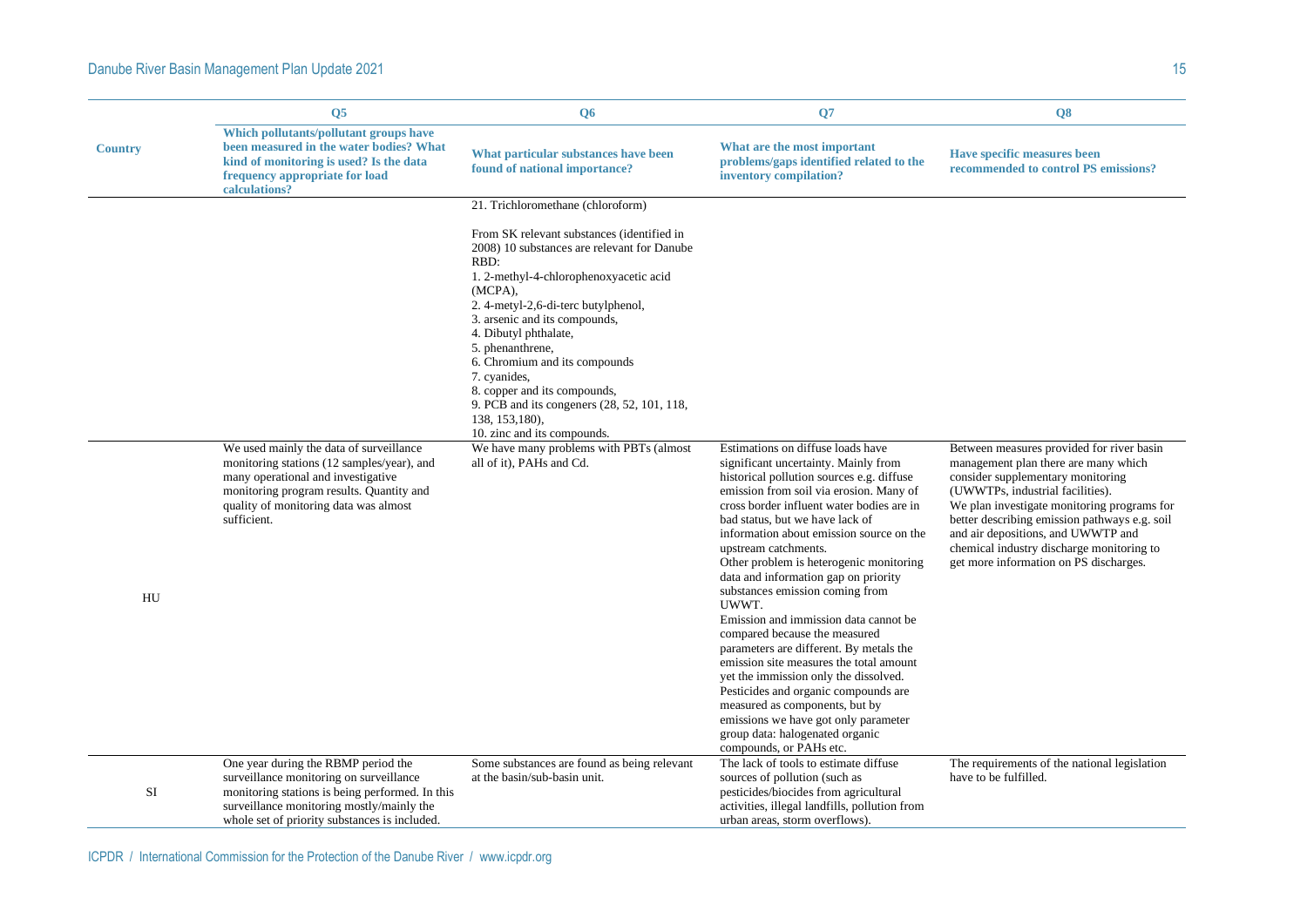| Country | Q5<br>Which pollutants/pollutant groups have been measured in the water bodies? What kind of monitoring is used? Is the data frequency appropriate for load calculations? | Q6<br>What particular substances have been found of national importance? | Q7<br>What are the most important problems/gaps identified related to the inventory compilation? | Q8<br>Have specific measures been recommended to control PS emissions? |
|---|---|---|---|---|
| | | 21. Trichloromethane (chloroform)<br><br>From SK relevant substances (identified in 2008) 10 substances are relevant for Danube RBD:<br>1. 2-methyl-4-chlorophenoxyacetic acid (MCPA),<br>2. 4-metyl-2,6-di-terc butylphenol,<br>3. arsenic and its compounds,<br>4. Dibutyl phthalate,<br>5. phenanthrene,<br>6. Chromium and its compounds<br>7. cyanides,<br>8. copper and its compounds,<br>9. PCB and its congeners (28, 52, 101, 118, 138, 153,180),<br>10. zinc and its compounds. | | |
| HU | We used mainly the data of surveillance monitoring stations (12 samples/year), and many operational and investigative monitoring program results. Quantity and quality of monitoring data was almost sufficient. | We have many problems with PBTs (almost all of it), PAHs and Cd. | Estimations on diffuse loads have significant uncertainty. Mainly from historical pollution sources e.g. diffuse emission from soil via erosion. Many of cross border influent water bodies are in bad status, but we have lack of information about emission source on the upstream catchments.<br>Other problem is heterogenic monitoring data and information gap on priority substances emission coming from UWWT.<br>Emission and immission data cannot be compared because the measured parameters are different. By metals the emission site measures the total amount yet the immission only the dissolved. Pesticides and organic compounds are measured as components, but by emissions we have got only parameter group data: halogenated organic compounds, or PAHs etc. | Between measures provided for river basin management plan there are many which consider supplementary monitoring (UWWTPs, industrial facilities).<br>We plan investigate monitoring programs for better describing emission pathways e.g. soil and air depositions, and UWWTP and chemical industry discharge monitoring to get more information on PS discharges. |
| SI | One year during the RBMP period the surveillance monitoring on surveillance monitoring stations is being performed. In this surveillance monitoring mostly/mainly the whole set of priority substances is included. | Some substances are found as being relevant at the basin/sub-basin unit. | The lack of tools to estimate diffuse sources of pollution (such as pesticides/biocides from agricultural activities, illegal landfills, pollution from urban areas, storm overflows). | The requirements of the national legislation have to be fulfilled. |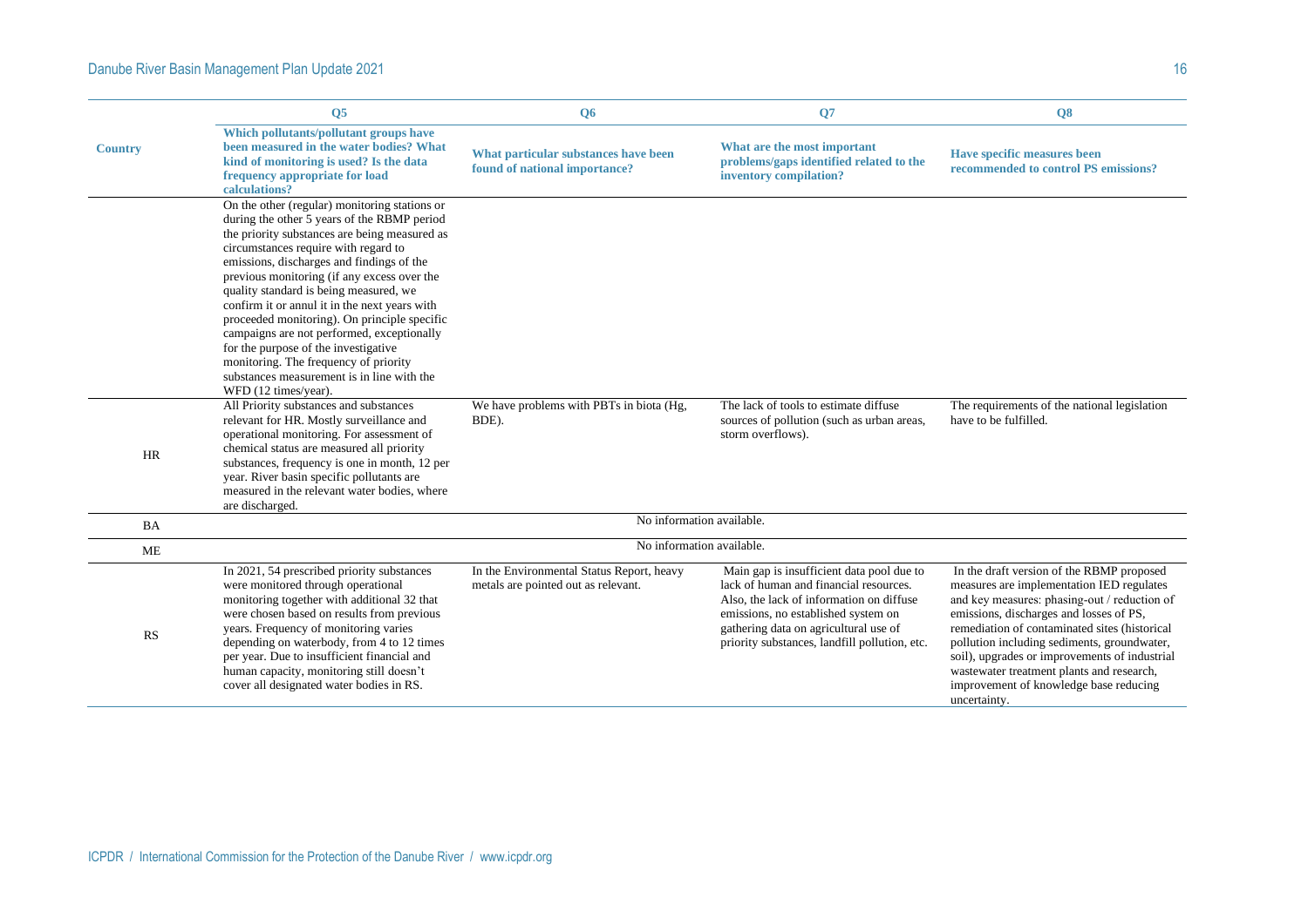| Country | Q5<br>Which pollutants/pollutant groups have been measured in the water bodies? What kind of monitoring is used? Is the data frequency appropriate for load calculations? | Q6<br>What particular substances have been found of national importance? | Q7<br>What are the most important problems/gaps identified related to the inventory compilation? | Q8<br>Have specific measures been recommended to control PS emissions? |
|---|---|---|---|---|
| | On the other (regular) monitoring stations or during the other 5 years of the RBMP period the priority substances are being measured as circumstances require with regard to emissions, discharges and findings of the previous monitoring (if any excess over the quality standard is being measured, we confirm it or annul it in the next years with proceeded monitoring). On principle specific campaigns are not performed, exceptionally for the purpose of the investigative monitoring. The frequency of priority substances measurement is in line with the WFD (12 times/year). | | | |
| HR | All Priority substances and substances relevant for HR. Mostly surveillance and operational monitoring. For assessment of chemical status are measured all priority substances, frequency is one in month, 12 per year. River basin specific pollutants are measured in the relevant water bodies, where are discharged. | We have problems with PBTs in biota (Hg, BDE). | The lack of tools to estimate diffuse sources of pollution (such as urban areas, storm overflows). | The requirements of the national legislation have to be fulfilled. |
| BA | No information available. | | | |
| ME | No information available. | | | |
| RS | In 2021, 54 prescribed priority substances were monitored through operational monitoring together with additional 32 that were chosen based on results from previous years. Frequency of monitoring varies depending on waterbody, from 4 to 12 times per year. Due to insufficient financial and human capacity, monitoring still doesn't cover all designated water bodies in RS. | In the Environmental Status Report, heavy metals are pointed out as relevant. | Main gap is insufficient data pool due to lack of human and financial resources. Also, the lack of information on diffuse emissions, no established system on gathering data on agricultural use of priority substances, landfill pollution, etc. | In the draft version of the RBMP proposed measures are implementation IED regulates and key measures: phasing-out / reduction of emissions, discharges and losses of PS, remediation of contaminated sites (historical pollution including sediments, groundwater, soil), upgrades or improvements of industrial wastewater treatment plants and research, improvement of knowledge base reducing uncertainty. |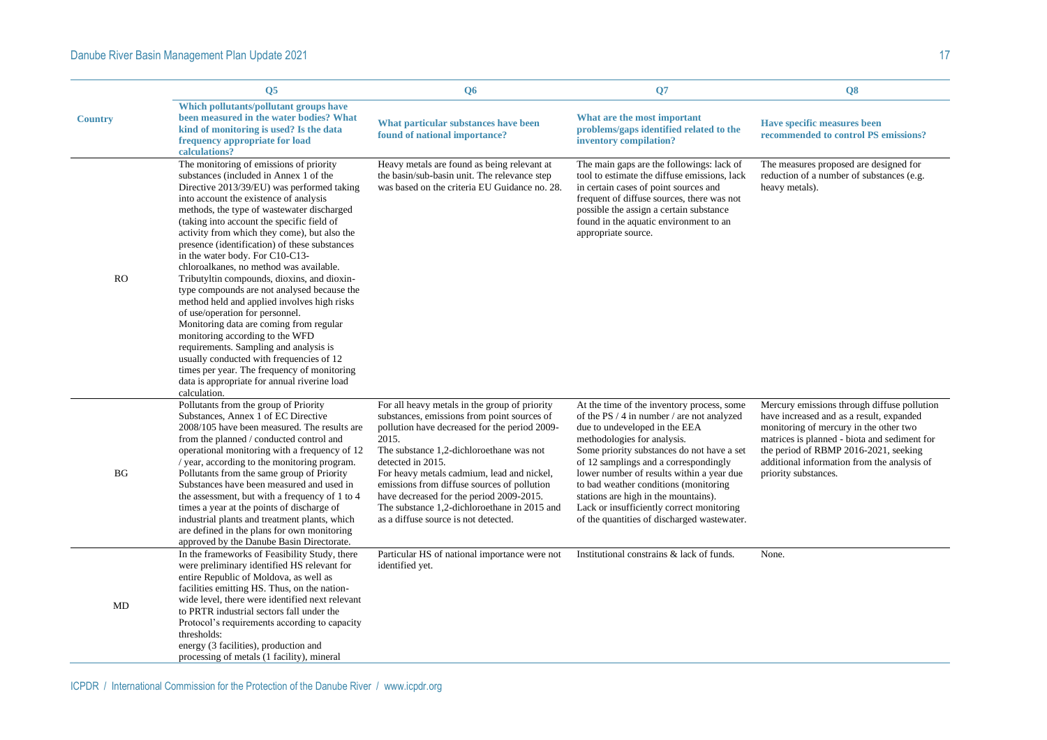| Country | Q5<br>Which pollutants/pollutant groups have been measured in the water bodies? What kind of monitoring is used? Is the data frequency appropriate for load calculations? | Q6<br>What particular substances have been found of national importance? | Q7<br>What are the most important problems/gaps identified related to the inventory compilation? | Q8<br>Have specific measures been recommended to control PS emissions? |
|---|---|---|---|---|
| RO | The monitoring of emissions of priority substances (included in Annex 1 of the Directive 2013/39/EU) was performed taking into account the existence of analysis methods, the type of wastewater discharged (taking into account the specific field of activity from which they come), but also the presence (identification) of these substances in the water body. For C10-C13-chloroalkanes, no method was available. Tributyltin compounds, dioxins, and dioxin-type compounds are not analysed because the method held and applied involves high risks of use/operation for personnel. Monitoring data are coming from regular monitoring according to the WFD requirements. Sampling and analysis is usually conducted with frequencies of 12 times per year. The frequency of monitoring data is appropriate for annual riverine load calculation. | Heavy metals are found as being relevant at the basin/sub-basin unit. The relevance step was based on the criteria EU Guidance no. 28. | The main gaps are the followings: lack of tool to estimate the diffuse emissions, lack in certain cases of point sources and frequent of diffuse sources, there was not possible the assign a certain substance found in the aquatic environment to an appropriate source. | The measures proposed are designed for reduction of a number of substances (e.g. heavy metals). |
| BG | Pollutants from the group of Priority Substances, Annex 1 of EC Directive 2008/105 have been measured. The results are from the planned / conducted control and operational monitoring with a frequency of 12 / year, according to the monitoring program. Pollutants from the same group of Priority Substances have been measured and used in the assessment, but with a frequency of 1 to 4 times a year at the points of discharge of industrial plants and treatment plants, which are defined in the plans for own monitoring approved by the Danube Basin Directorate. | For all heavy metals in the group of priority substances, emissions from point sources of pollution have decreased for the period 2009-2015.<br>The substance 1,2-dichloroethane was not detected in 2015.<br>For heavy metals cadmium, lead and nickel, emissions from diffuse sources of pollution have decreased for the period 2009-2015.<br>The substance 1,2-dichloroethane in 2015 and as a diffuse source is not detected. | At the time of the inventory process, some of the PS / 4 in number / are not analyzed due to undeveloped in the EEA methodologies for analysis.<br>Some priority substances do not have a set of 12 samplings and a correspondingly lower number of results within a year due to bad weather conditions (monitoring stations are high in the mountains).<br>Lack or insufficiently correct monitoring of the quantities of discharged wastewater. | Mercury emissions through diffuse pollution have increased and as a result, expanded monitoring of mercury in the other two matrices is planned - biota and sediment for the period of RBMP 2016-2021, seeking additional information from the analysis of priority substances. |
| MD | In the frameworks of Feasibility Study, there were preliminary identified HS relevant for entire Republic of Moldova, as well as facilities emitting HS. Thus, on the nation-wide level, there were identified next relevant to PRTR industrial sectors fall under the Protocol's requirements according to capacity thresholds:<br>energy (3 facilities), production and processing of metals (1 facility), mineral | Particular HS of national importance were not identified yet. | Institutional constrains & lack of funds. | None. |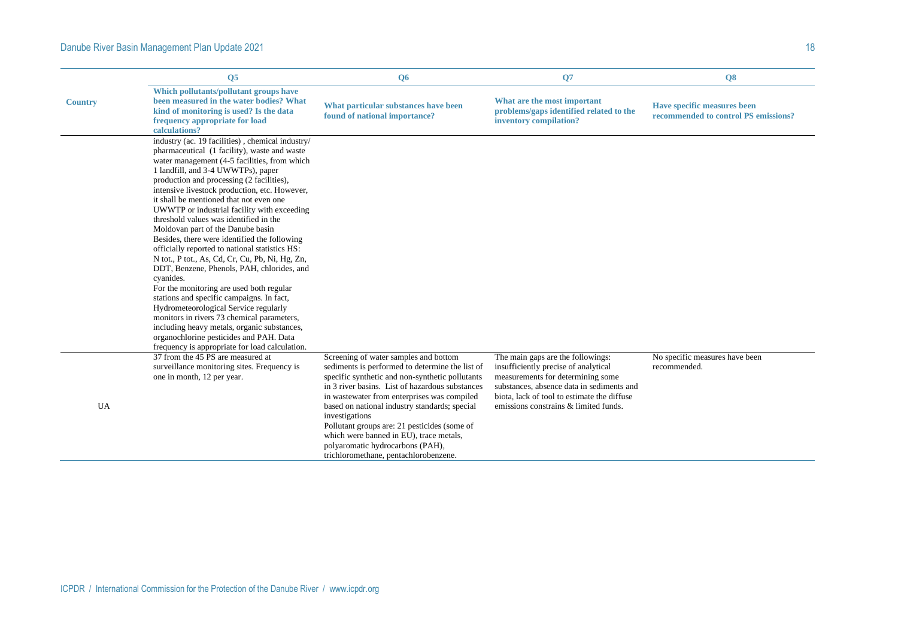| Country | Q5<br>Which pollutants/pollutant groups have been measured in the water bodies? What kind of monitoring is used? Is the data frequency appropriate for load calculations? | Q6<br>What particular substances have been found of national importance? | Q7<br>What are the most important problems/gaps identified related to the inventory compilation? | Q8<br>Have specific measures been recommended to control PS emissions? |
|---|---|---|---|---|
| | industry (ac. 19 facilities) , chemical industry/ pharmaceutical (1 facility), waste and waste water management (4-5 facilities, from which 1 landfill, and 3-4 UWWTPs), paper production and processing (2 facilities), intensive livestock production, etc. However, it shall be mentioned that not even one UWWTP or industrial facility with exceeding threshold values was identified in the Moldovan part of the Danube basin<br>Besides, there were identified the following officially reported to national statistics HS: N tot., P tot., As, Cd, Cr, Cu, Pb, Ni, Hg, Zn, DDT, Benzene, Phenols, PAH, chlorides, and cyanides.<br>For the monitoring are used both regular stations and specific campaigns. In fact, Hydrometeorological Service regularly monitors in rivers 73 chemical parameters, including heavy metals, organic substances, organochlorine pesticides and PAH. Data frequency is appropriate for load calculation. | | | |
| UA | 37 from the 45 PS are measured at surveillance monitoring sites. Frequency is one in month, 12 per year. | Screening of water samples and bottom sediments is performed to determine the list of specific synthetic and non-synthetic pollutants in 3 river basins. List of hazardous substances in wastewater from enterprises was compiled based on national industry standards; special investigations<br>Pollutant groups are: 21 pesticides (some of which were banned in EU), trace metals, polyaromatic hydrocarbons (PAH), trichloromethane, pentachlorobenzene. | The main gaps are the followings: insufficiently precise of analytical measurements for determining some substances, absence data in sediments and biota, lack of tool to estimate the diffuse emissions constrains & limited funds. | No specific measures have been recommended. |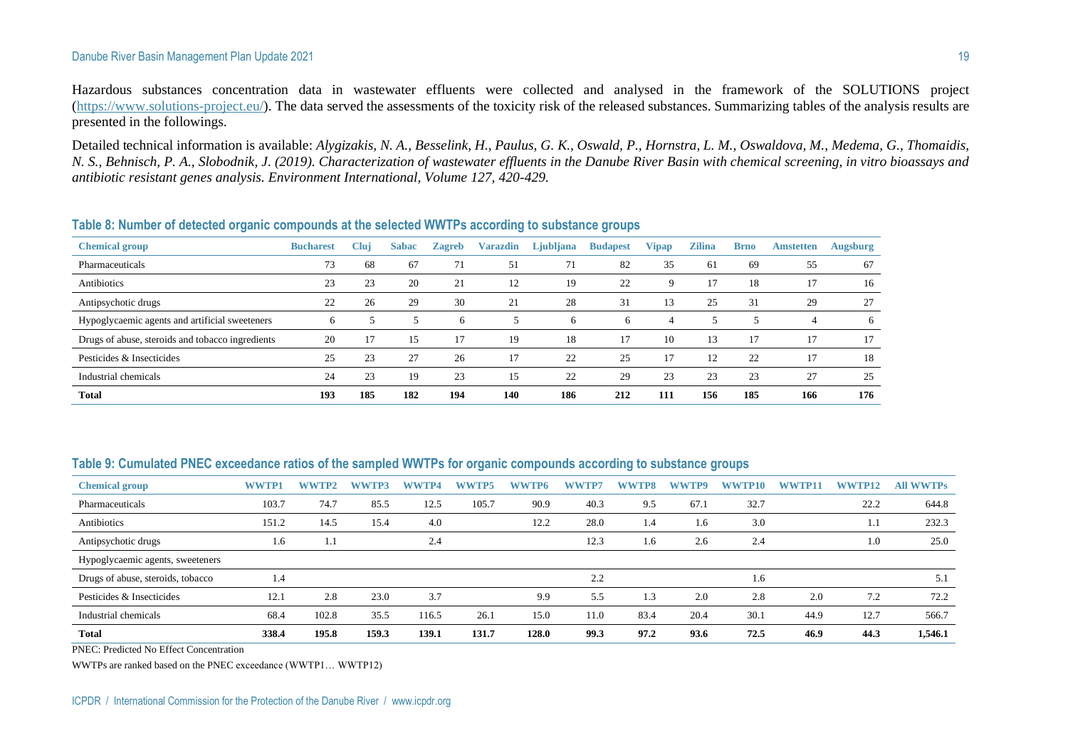Hazardous substances concentration data in wastewater effluents were collected and analysed in the framework of the SOLUTIONS project (https://www.solutions-project.eu/). The data served the assessments of the toxicity risk of the released substances. Summarizing tables of the analysis results are presented in the followings.

Detailed technical information is available: *Alygizakis, N. A., Besselink, H., Paulus, G. K., Oswald, P., Hornstra, L. M., Oswaldova, M., Medema, G., Thomaidis, N. S., Behnisch, P. A., Slobodnik, J. (2019). Characterization of wastewater effluents in the Danube River Basin with chemical screening, in vitro bioassays and antibiotic resistant genes analysis. Environment International, Volume 127, 420-429.*

### Table 8: Number of detected organic compounds at the selected WWTPs according to substance groups

| Chemical group | Bucharest | Cluj | Sabac | Zagreb | Varazdin | Ljubljana | Budapest | Vipap | Zilina | Brno | Amstetten | Augsburg |
|---|---|---|---|---|---|---|---|---|---|---|---|---|
| Pharmaceuticals | 73 | 68 | 67 | 71 | 51 | 71 | 82 | 35 | 61 | 69 | 55 | 67 |
| Antibiotics | 23 | 23 | 20 | 21 | 12 | 19 | 22 | 9 | 17 | 18 | 17 | 16 |
| Antipsychotic drugs | 22 | 26 | 29 | 30 | 21 | 28 | 31 | 13 | 25 | 31 | 29 | 27 |
| Hypoglycaemic agents and artificial sweeteners | 6 | 5 | 5 | 6 | 5 | 6 | 6 | 4 | 5 | 5 | 4 | 6 |
| Drugs of abuse, steroids and tobacco ingredients | 20 | 17 | 15 | 17 | 19 | 18 | 17 | 10 | 13 | 17 | 17 | 17 |
| Pesticides & Insecticides | 25 | 23 | 27 | 26 | 17 | 22 | 25 | 17 | 12 | 22 | 17 | 18 |
| Industrial chemicals | 24 | 23 | 19 | 23 | 15 | 22 | 29 | 23 | 23 | 23 | 27 | 25 |
| **Total** | **193** | **185** | **182** | **194** | **140** | **186** | **212** | **111** | **156** | **185** | **166** | **176** |

### Table 9: Cumulated PNEC exceedance ratios of the sampled WWTPs for organic compounds according to substance groups

| Chemical group | WWTP1 | WWTP2 | WWTP3 | WWTP4 | WWTP5 | WWTP6 | WWTP7 | WWTP8 | WWTP9 | WWTP10 | WWTP11 | WWTP12 | All WWTPs |
|---|---|---|---|---|---|---|---|---|---|---|---|---|---|
| Pharmaceuticals | 103.7 | 74.7 | 85.5 | 12.5 | 105.7 | 90.9 | 40.3 | 9.5 | 67.1 | 32.7 | | 22.2 | 644.8 |
| Antibiotics | 151.2 | 14.5 | 15.4 | 4.0 | | 12.2 | 28.0 | 1.4 | 1.6 | 3.0 | | 1.1 | 232.3 |
| Antipsychotic drugs | 1.6 | 1.1 | | 2.4 | | | 12.3 | 1.6 | 2.6 | 2.4 | | 1.0 | 25.0 |
| Hypoglycaemic agents, sweeteners | | | | | | | | | | | | | |
| Drugs of abuse, steroids, tobacco | 1.4 | | | | | | 2.2 | | | 1.6 | | | 5.1 |
| Pesticides & Insecticides | 12.1 | 2.8 | 23.0 | 3.7 | | 9.9 | 5.5 | 1.3 | 2.0 | 2.8 | 2.0 | 7.2 | 72.2 |
| Industrial chemicals | 68.4 | 102.8 | 35.5 | 116.5 | 26.1 | 15.0 | 11.0 | 83.4 | 20.4 | 30.1 | 44.9 | 12.7 | 566.7 |
| **Total** | **338.4** | **195.8** | **159.3** | **139.1** | **131.7** | **128.0** | **99.3** | **97.2** | **93.6** | **72.5** | **46.9** | **44.3** | **1,546.1** |

PNEC: Predicted No Effect Concentration

WWTPs are ranked based on the PNEC exceedance (WWTP1… WWTP12)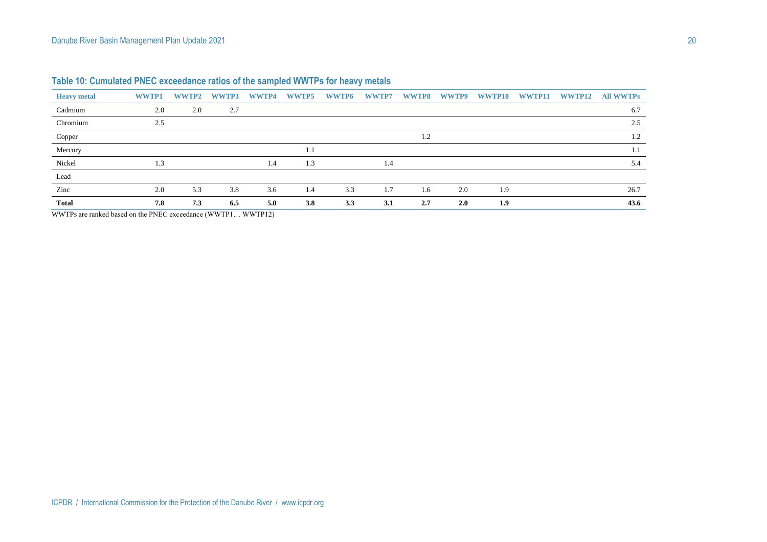### Table 10: Cumulated PNEC exceedance ratios of the sampled WWTPs for heavy metals

| Heavy metal | WWTP1 | WWTP2 | WWTP3 | WWTP4 | WWTP5 | WWTP6 | WWTP7 | WWTP8 | WWTP9 | WWTP10 | WWTP11 | WWTP12 | All WWTPs |
|---|---|---|---|---|---|---|---|---|---|---|---|---|---|
| Cadmium | 2.0 | 2.0 | 2.7 | | | | | | | | | | 6.7 |
| Chromium | 2.5 | | | | | | | | | | | | 2.5 |
| Copper | | | | | | | | 1.2 | | | | | 1.2 |
| Mercury | | | | | 1.1 | | | | | | | | 1.1 |
| Nickel | 1.3 | | | 1.4 | 1.3 | | 1.4 | | | | | | 5.4 |
| Lead | | | | | | | | | | | | | |
| Zinc | 2.0 | 5.3 | 3.8 | 3.6 | 1.4 | 3.3 | 1.7 | 1.6 | 2.0 | 1.9 | | | 26.7 |
| **Total** | **7.8** | **7.3** | **6.5** | **5.0** | **3.8** | **3.3** | **3.1** | **2.7** | **2.0** | **1.9** | | | **43.6** |

WWTPs are ranked based on the PNEC exceedance (WWTP1… WWTP12)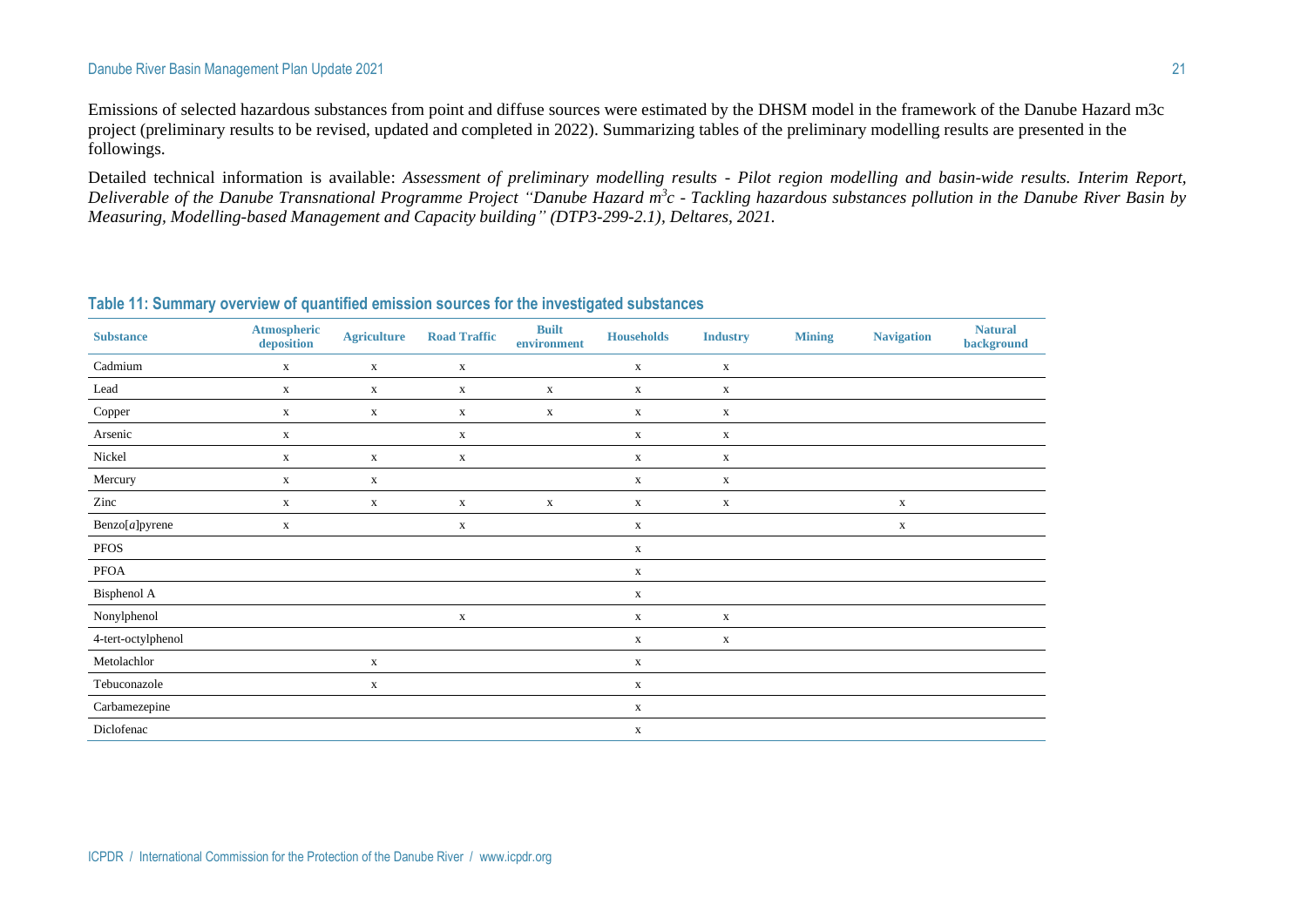Emissions of selected hazardous substances from point and diffuse sources were estimated by the DHSM model in the framework of the Danube Hazard m3c project (preliminary results to be revised, updated and completed in 2022). Summarizing tables of the preliminary modelling results are presented in the followings.

Detailed technical information is available: *Assessment of preliminary modelling results - Pilot region modelling and basin-wide results. Interim Report, Deliverable of the Danube Transnational Programme Project "Danube Hazard m$^3$c - Tackling hazardous substances pollution in the Danube River Basin by Measuring, Modelling-based Management and Capacity building" (DTP3-299-2.1), Deltares, 2021.*

### Table 11: Summary overview of quantified emission sources for the investigated substances

| Substance | Atmospheric deposition | Agriculture | Road Traffic | Built environment | Households | Industry | Mining | Navigation | Natural background |
|---|---|---|---|---|---|---|---|---|---|
| Cadmium | x | x | x | | x | x | | | |
| Lead | x | x | x | x | x | x | | | |
| Copper | x | x | x | x | x | x | | | |
| Arsenic | x | | x | | x | x | | | |
| Nickel | x | x | x | | x | x | | | |
| Mercury | x | x | | | x | x | | | |
| Zinc | x | x | x | x | x | x | | x | |
| Benzo[*a*]pyrene | x | | x | | x | | | x | |
| PFOS | | | | | x | | | | |
| PFOA | | | | | x | | | | |
| Bisphenol A | | | | | x | | | | |
| Nonylphenol | | | x | | x | x | | | |
| 4-tert-octylphenol | | | | | x | x | | | |
| Metolachlor | | x | | | x | | | | |
| Tebuconazole | | x | | | x | | | | |
| Carbamezepine | | | | | x | | | | |
| Diclofenac | | | | | x | | | | |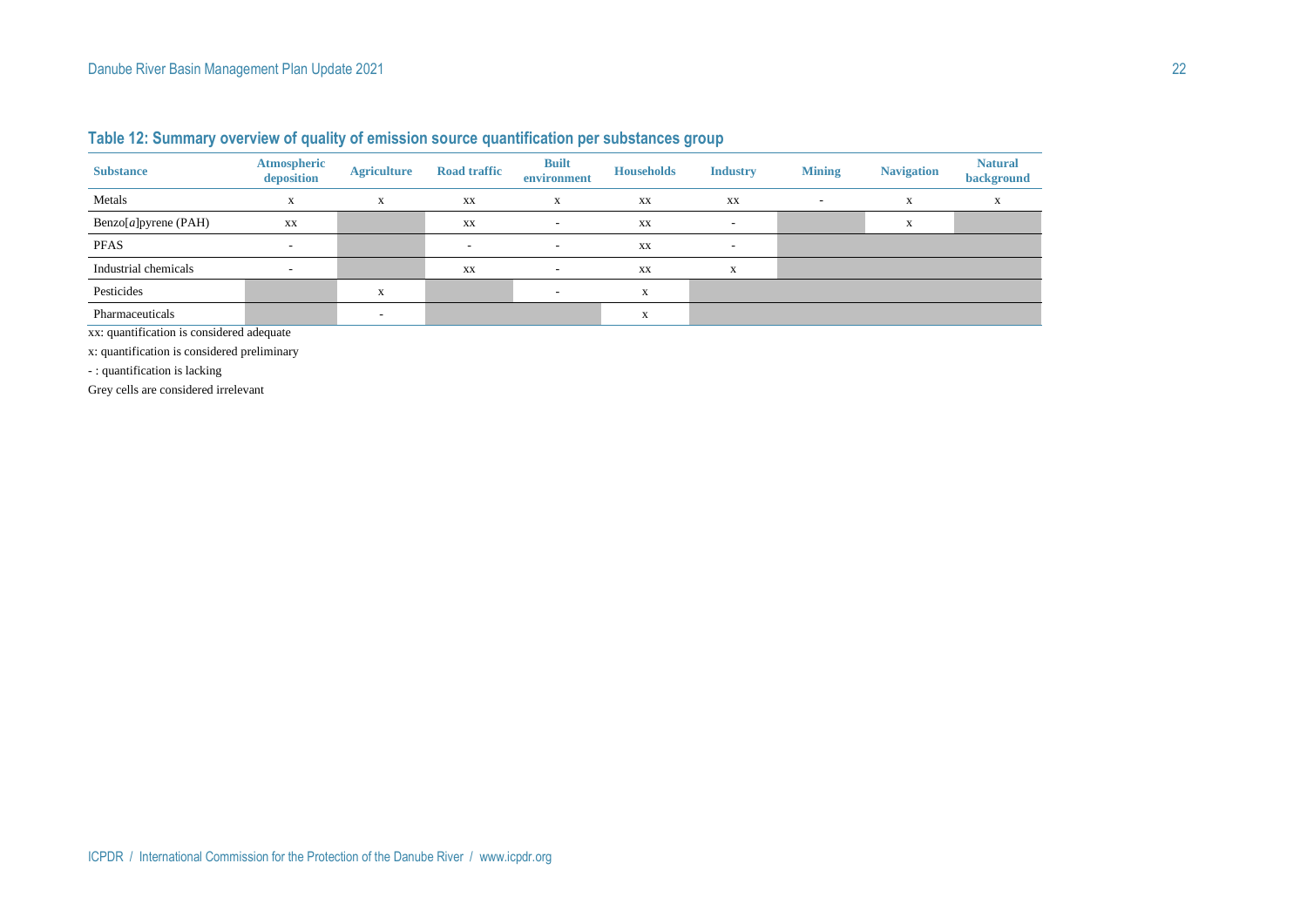### Table 12: Summary overview of quality of emission source quantification per substances group

| Substance | Atmospheric deposition | Agriculture | Road traffic | Built environment | Households | Industry | Mining | Navigation | Natural background |
|---|---|---|---|---|---|---|---|---|---|
| Metals | x | x | xx | x | xx | xx | - | x | x |
| Benzo[*a*]pyrene (PAH) | xx | | xx | - | xx | - | | x | |
| PFAS | - | | - | - | xx | - | | | |
| Industrial chemicals | - | | xx | - | xx | x | | | |
| Pesticides | | x | | - | x | | | | |
| Pharmaceuticals | | - | | | x | | | | |

xx: quantification is considered adequate

x: quantification is considered preliminary

- : quantification is lacking

Grey cells are considered irrelevant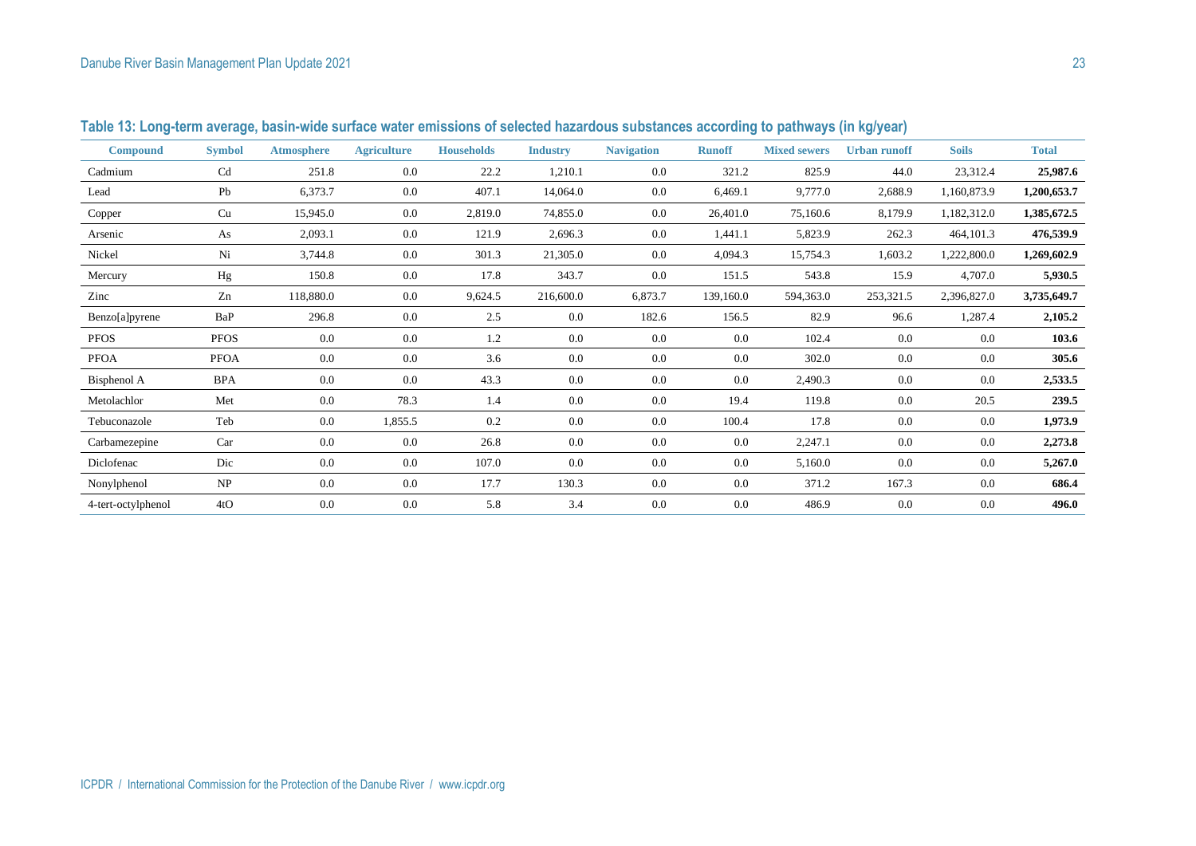**Table 13: Long-term average, basin-wide surface water emissions of selected hazardous substances according to pathways (in kg/year)**

| Compound | Symbol | Atmosphere | Agriculture | Households | Industry | Navigation | Runoff | Mixed sewers | Urban runoff | Soils | Total |
|---|---|---|---|---|---|---|---|---|---|---|---|
| Cadmium | Cd | 251.8 | 0.0 | 22.2 | 1,210.1 | 0.0 | 321.2 | 825.9 | 44.0 | 23,312.4 | **25,987.6** |
| Lead | Pb | 6,373.7 | 0.0 | 407.1 | 14,064.0 | 0.0 | 6,469.1 | 9,777.0 | 2,688.9 | 1,160,873.9 | **1,200,653.7** |
| Copper | Cu | 15,945.0 | 0.0 | 2,819.0 | 74,855.0 | 0.0 | 26,401.0 | 75,160.6 | 8,179.9 | 1,182,312.0 | **1,385,672.5** |
| Arsenic | As | 2,093.1 | 0.0 | 121.9 | 2,696.3 | 0.0 | 1,441.1 | 5,823.9 | 262.3 | 464,101.3 | **476,539.9** |
| Nickel | Ni | 3,744.8 | 0.0 | 301.3 | 21,305.0 | 0.0 | 4,094.3 | 15,754.3 | 1,603.2 | 1,222,800.0 | **1,269,602.9** |
| Mercury | Hg | 150.8 | 0.0 | 17.8 | 343.7 | 0.0 | 151.5 | 543.8 | 15.9 | 4,707.0 | **5,930.5** |
| Zinc | Zn | 118,880.0 | 0.0 | 9,624.5 | 216,600.0 | 6,873.7 | 139,160.0 | 594,363.0 | 253,321.5 | 2,396,827.0 | **3,735,649.7** |
| Benzo[a]pyrene | BaP | 296.8 | 0.0 | 2.5 | 0.0 | 182.6 | 156.5 | 82.9 | 96.6 | 1,287.4 | **2,105.2** |
| PFOS | PFOS | 0.0 | 0.0 | 1.2 | 0.0 | 0.0 | 0.0 | 102.4 | 0.0 | 0.0 | **103.6** |
| PFOA | PFOA | 0.0 | 0.0 | 3.6 | 0.0 | 0.0 | 0.0 | 302.0 | 0.0 | 0.0 | **305.6** |
| Bisphenol A | BPA | 0.0 | 0.0 | 43.3 | 0.0 | 0.0 | 0.0 | 2,490.3 | 0.0 | 0.0 | **2,533.5** |
| Metolachlor | Met | 0.0 | 78.3 | 1.4 | 0.0 | 0.0 | 19.4 | 119.8 | 0.0 | 20.5 | **239.5** |
| Tebuconazole | Teb | 0.0 | 1,855.5 | 0.2 | 0.0 | 0.0 | 100.4 | 17.8 | 0.0 | 0.0 | **1,973.9** |
| Carbamezepine | Car | 0.0 | 0.0 | 26.8 | 0.0 | 0.0 | 0.0 | 2,247.1 | 0.0 | 0.0 | **2,273.8** |
| Diclofenac | Dic | 0.0 | 0.0 | 107.0 | 0.0 | 0.0 | 0.0 | 5,160.0 | 0.0 | 0.0 | **5,267.0** |
| Nonylphenol | NP | 0.0 | 0.0 | 17.7 | 130.3 | 0.0 | 0.0 | 371.2 | 167.3 | 0.0 | **686.4** |
| 4-tert-octylphenol | 4tO | 0.0 | 0.0 | 5.8 | 3.4 | 0.0 | 0.0 | 486.9 | 0.0 | 0.0 | **496.0** |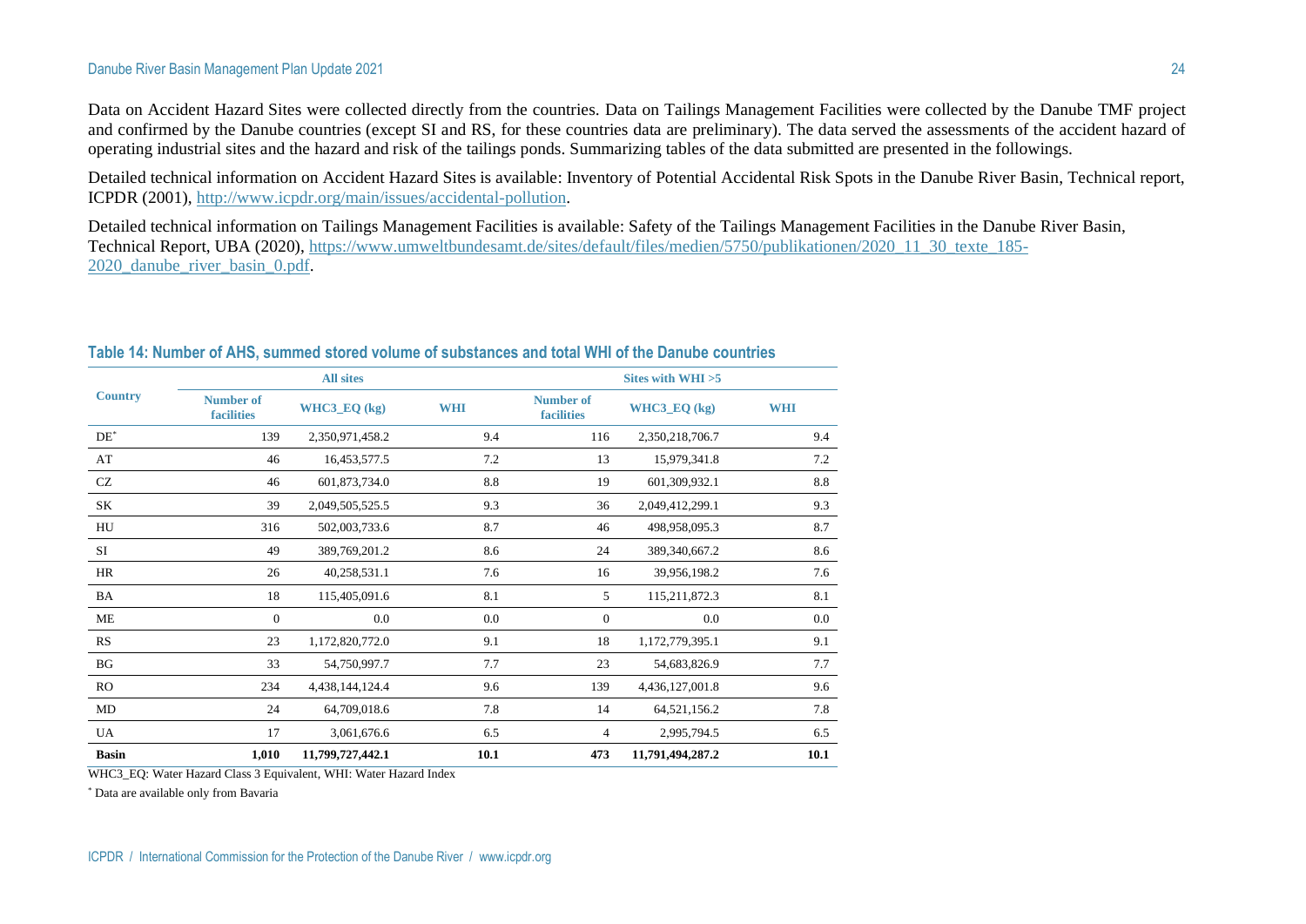Data on Accident Hazard Sites were collected directly from the countries. Data on Tailings Management Facilities were collected by the Danube TMF project and confirmed by the Danube countries (except SI and RS, for these countries data are preliminary). The data served the assessments of the accident hazard of operating industrial sites and the hazard and risk of the tailings ponds. Summarizing tables of the data submitted are presented in the followings.

Detailed technical information on Accident Hazard Sites is available: Inventory of Potential Accidental Risk Spots in the Danube River Basin, Technical report, ICPDR (2001), http://www.icpdr.org/main/issues/accidental-pollution.

Detailed technical information on Tailings Management Facilities is available: Safety of the Tailings Management Facilities in the Danube River Basin, Technical Report, UBA (2020), https://www.umweltbundesamt.de/sites/default/files/medien/5750/publikationen/2020_11_30_texte_185-2020_danube_river_basin_0.pdf.

**Table 14: Number of AHS, summed stored volume of substances and total WHI of the Danube countries**

| Country | All sites | | | Sites with WHI >5 | | |
|---|---|---|---|---|---|---|
| | Number of facilities | WHC3_EQ (kg) | WHI | Number of facilities | WHC3_EQ (kg) | WHI |
| DE* | 139 | 2,350,971,458.2 | 9.4 | 116 | 2,350,218,706.7 | 9.4 |
| AT | 46 | 16,453,577.5 | 7.2 | 13 | 15,979,341.8 | 7.2 |
| CZ | 46 | 601,873,734.0 | 8.8 | 19 | 601,309,932.1 | 8.8 |
| SK | 39 | 2,049,505,525.5 | 9.3 | 36 | 2,049,412,299.1 | 9.3 |
| HU | 316 | 502,003,733.6 | 8.7 | 46 | 498,958,095.3 | 8.7 |
| SI | 49 | 389,769,201.2 | 8.6 | 24 | 389,340,667.2 | 8.6 |
| HR | 26 | 40,258,531.1 | 7.6 | 16 | 39,956,198.2 | 7.6 |
| BA | 18 | 115,405,091.6 | 8.1 | 5 | 115,211,872.3 | 8.1 |
| ME | 0 | 0.0 | 0.0 | 0 | 0.0 | 0.0 |
| RS | 23 | 1,172,820,772.0 | 9.1 | 18 | 1,172,779,395.1 | 9.1 |
| BG | 33 | 54,750,997.7 | 7.7 | 23 | 54,683,826.9 | 7.7 |
| RO | 234 | 4,438,144,124.4 | 9.6 | 139 | 4,436,127,001.8 | 9.6 |
| MD | 24 | 64,709,018.6 | 7.8 | 14 | 64,521,156.2 | 7.8 |
| UA | 17 | 3,061,676.6 | 6.5 | 4 | 2,995,794.5 | 6.5 |
| **Basin** | **1,010** | **11,799,727,442.1** | **10.1** | **473** | **11,791,494,287.2** | **10.1** |

WHC3_EQ: Water Hazard Class 3 Equivalent, WHI: Water Hazard Index

* Data are available only from Bavaria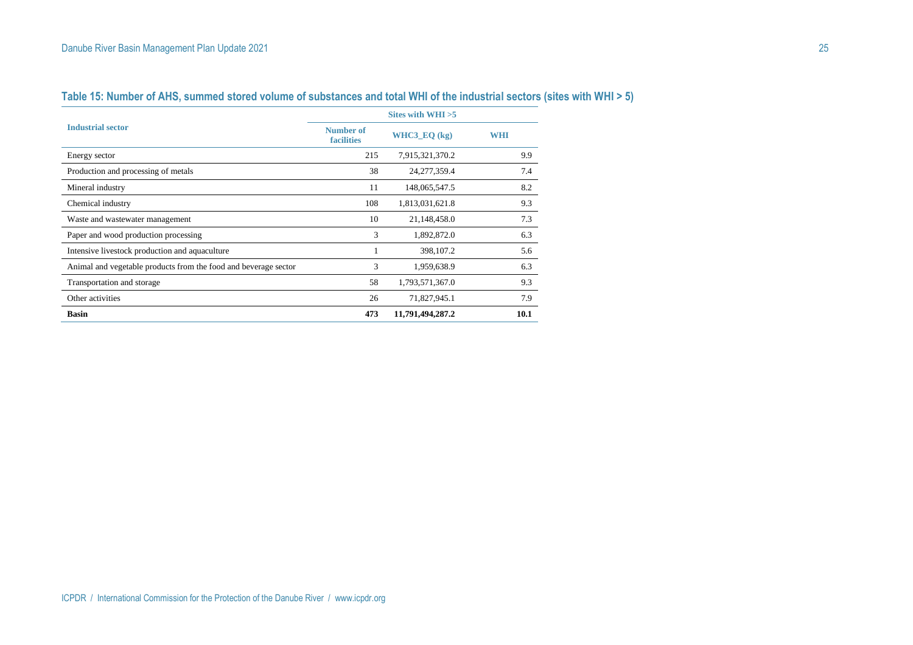### Table 15: Number of AHS, summed stored volume of substances and total WHI of the industrial sectors (sites with WHI > 5)

| Industrial sector | Sites with WHI >5 | | |
|---|---|---|---|
| | Number of facilities | WHC3_EQ (kg) | WHI |
| Energy sector | 215 | 7,915,321,370.2 | 9.9 |
| Production and processing of metals | 38 | 24,277,359.4 | 7.4 |
| Mineral industry | 11 | 148,065,547.5 | 8.2 |
| Chemical industry | 108 | 1,813,031,621.8 | 9.3 |
| Waste and wastewater management | 10 | 21,148,458.0 | 7.3 |
| Paper and wood production processing | 3 | 1,892,872.0 | 6.3 |
| Intensive livestock production and aquaculture | 1 | 398,107.2 | 5.6 |
| Animal and vegetable products from the food and beverage sector | 3 | 1,959,638.9 | 6.3 |
| Transportation and storage | 58 | 1,793,571,367.0 | 9.3 |
| Other activities | 26 | 71,827,945.1 | 7.9 |
| **Basin** | **473** | **11,791,494,287.2** | **10.1** |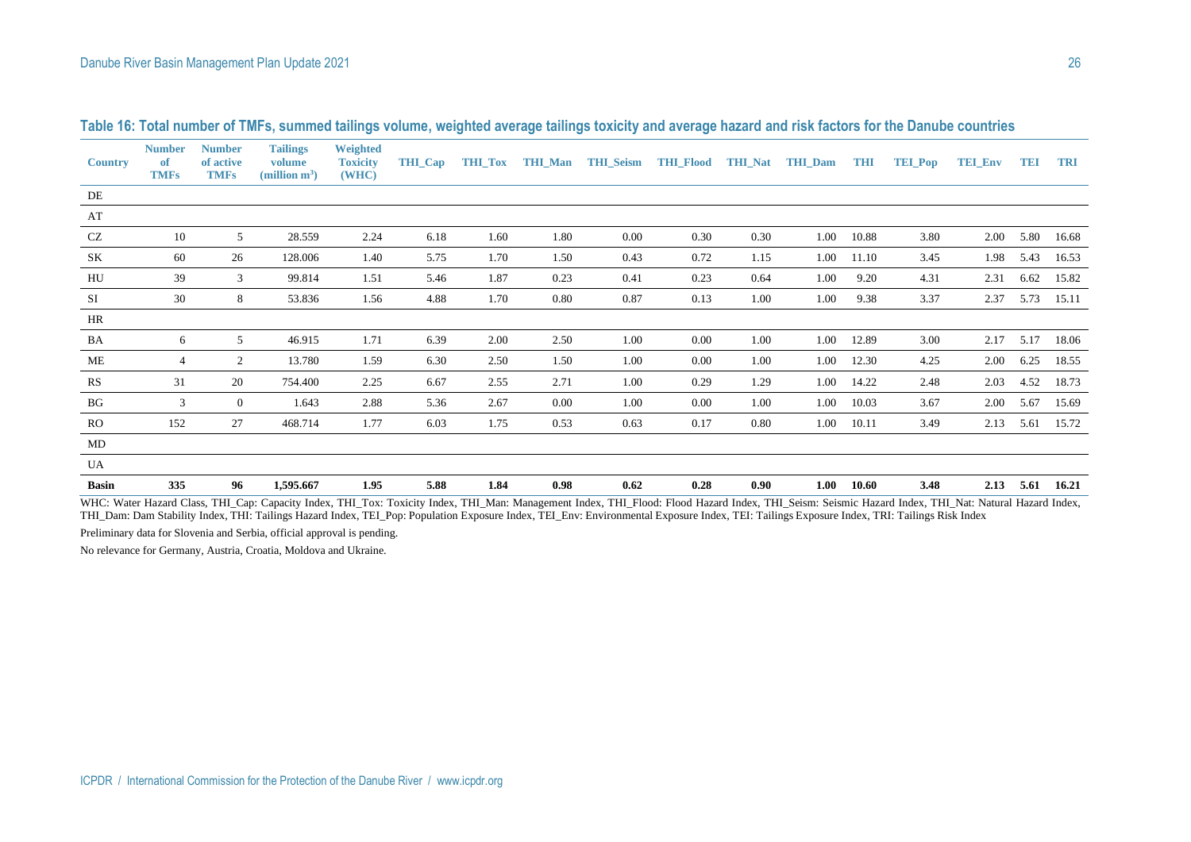**Table 16: Total number of TMFs, summed tailings volume, weighted average tailings toxicity and average hazard and risk factors for the Danube countries**

| Country | Number of TMFs | Number of active TMFs | Tailings volume (million m³) | Weighted Toxicity (WHC) | THI_Cap | THI_Tox | THI_Man | THI_Seism | THI_Flood | THI_Nat | THI_Dam | THI | TEI_Pop | TEI_Env | TEI | TRI |
|---|---|---|---|---|---|---|---|---|---|---|---|---|---|---|---|---|
| DE | | | | | | | | | | | | | | | | |
| AT | | | | | | | | | | | | | | | | |
| CZ | 10 | 5 | 28.559 | 2.24 | 6.18 | 1.60 | 1.80 | 0.00 | 0.30 | 0.30 | 1.00 | 10.88 | 3.80 | 2.00 | 5.80 | 16.68 |
| SK | 60 | 26 | 128.006 | 1.40 | 5.75 | 1.70 | 1.50 | 0.43 | 0.72 | 1.15 | 1.00 | 11.10 | 3.45 | 1.98 | 5.43 | 16.53 |
| HU | 39 | 3 | 99.814 | 1.51 | 5.46 | 1.87 | 0.23 | 0.41 | 0.23 | 0.64 | 1.00 | 9.20 | 4.31 | 2.31 | 6.62 | 15.82 |
| SI | 30 | 8 | 53.836 | 1.56 | 4.88 | 1.70 | 0.80 | 0.87 | 0.13 | 1.00 | 1.00 | 9.38 | 3.37 | 2.37 | 5.73 | 15.11 |
| HR | | | | | | | | | | | | | | | | |
| BA | 6 | 5 | 46.915 | 1.71 | 6.39 | 2.00 | 2.50 | 1.00 | 0.00 | 1.00 | 1.00 | 12.89 | 3.00 | 2.17 | 5.17 | 18.06 |
| ME | 4 | 2 | 13.780 | 1.59 | 6.30 | 2.50 | 1.50 | 1.00 | 0.00 | 1.00 | 1.00 | 12.30 | 4.25 | 2.00 | 6.25 | 18.55 |
| RS | 31 | 20 | 754.400 | 2.25 | 6.67 | 2.55 | 2.71 | 1.00 | 0.29 | 1.29 | 1.00 | 14.22 | 2.48 | 2.03 | 4.52 | 18.73 |
| BG | 3 | 0 | 1.643 | 2.88 | 5.36 | 2.67 | 0.00 | 1.00 | 0.00 | 1.00 | 1.00 | 10.03 | 3.67 | 2.00 | 5.67 | 15.69 |
| RO | 152 | 27 | 468.714 | 1.77 | 6.03 | 1.75 | 0.53 | 0.63 | 0.17 | 0.80 | 1.00 | 10.11 | 3.49 | 2.13 | 5.61 | 15.72 |
| MD | | | | | | | | | | | | | | | | |
| UA | | | | | | | | | | | | | | | | |
| **Basin** | **335** | **96** | **1,595.667** | **1.95** | **5.88** | **1.84** | **0.98** | **0.62** | **0.28** | **0.90** | **1.00** | **10.60** | **3.48** | **2.13** | **5.61** | **16.21** |

WHC: Water Hazard Class, THI_Cap: Capacity Index, THI_Tox: Toxicity Index, THI_Man: Management Index, THI_Flood: Flood Hazard Index, THI_Seism: Seismic Hazard Index, THI_Nat: Natural Hazard Index, THI_Dam: Dam Stability Index, THI: Tailings Hazard Index, TEI_Pop: Population Exposure Index, TEI_Env: Environmental Exposure Index, TEI: Tailings Exposure Index, TRI: Tailings Risk Index

Preliminary data for Slovenia and Serbia, official approval is pending.

No relevance for Germany, Austria, Croatia, Moldova and Ukraine.